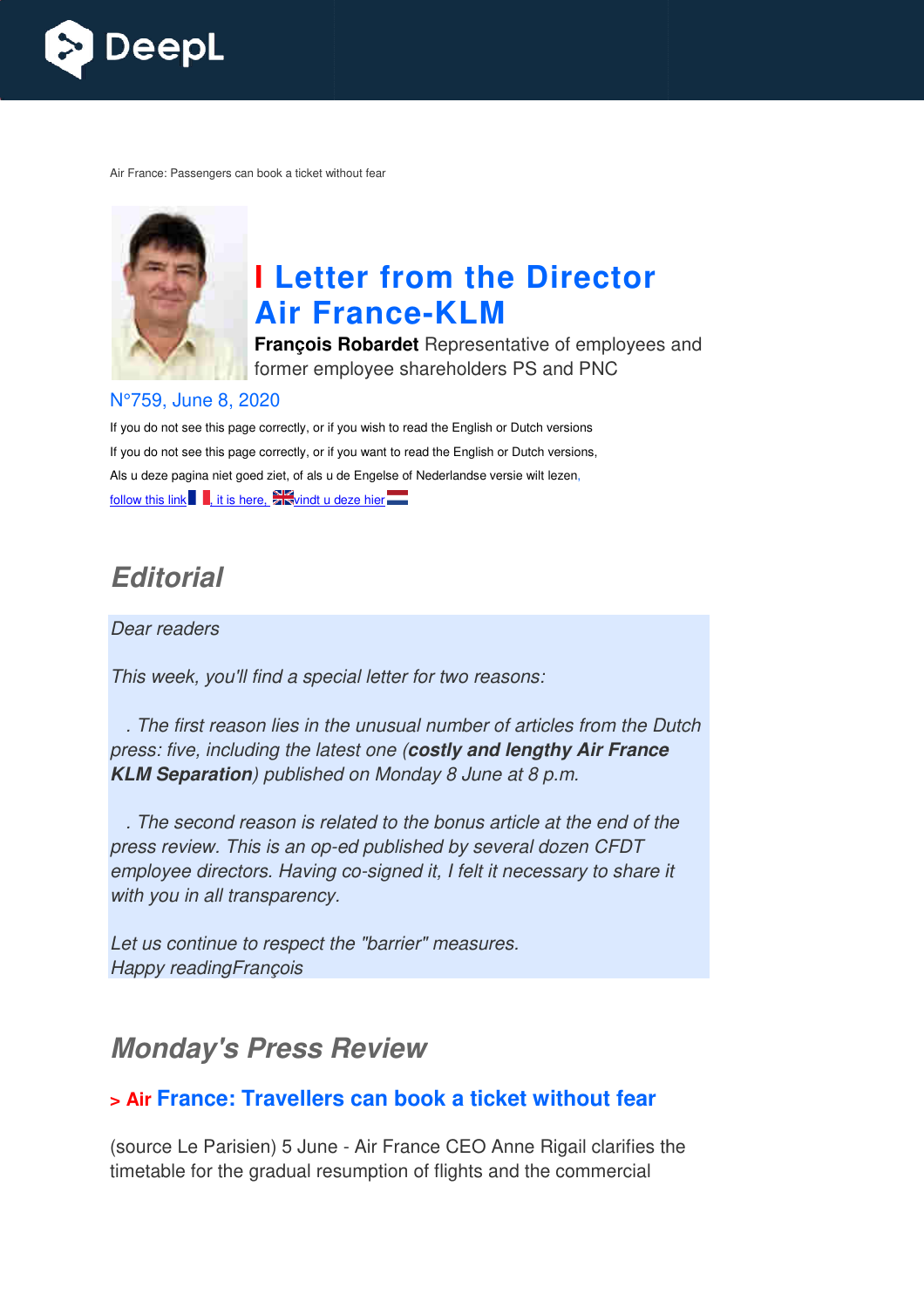Air France: Passengers can book a ticket without fear

# I Letter from the Director Air France-KLM

**François Robardet** Representative of employees and former employee shareholders PS and PNC

N°759, June 8, 2020

If you do not see this page correctly, or if you wish to read the English or Dutch versions

If you do not see this page correctly, or if you want to read the English or Dutch versions,

Als u deze pagina niet goed ziet, of als u de Engelse of Nederlandse versie wilt lezen,

follow this link, it is here, vindt u deze hier

## *Editorial*

*Dear readers*

*This week, you'll find a special letter for two reasons:*

*. The first reason lies in the unusual number of articles from the Dutch press: five, including the latest one (**costly and lengthy Air France KLM Separation**) published on Monday 8 June at 8 p.m.*

*. The second reason is related to the bonus article at the end of the press review. This is an op-ed published by several dozen CFDT employee directors. Having co-signed it, I felt it necessary to share it with you in all transparency.*

*Let us continue to respect the "barrier" measures.*
*Happy readingFrançois*

## *Monday's Press Review*

### > Air France: Travellers can book a ticket without fear

(source Le Parisien) 5 June - Air France CEO Anne Rigail clarifies the timetable for the gradual resumption of flights and the commercial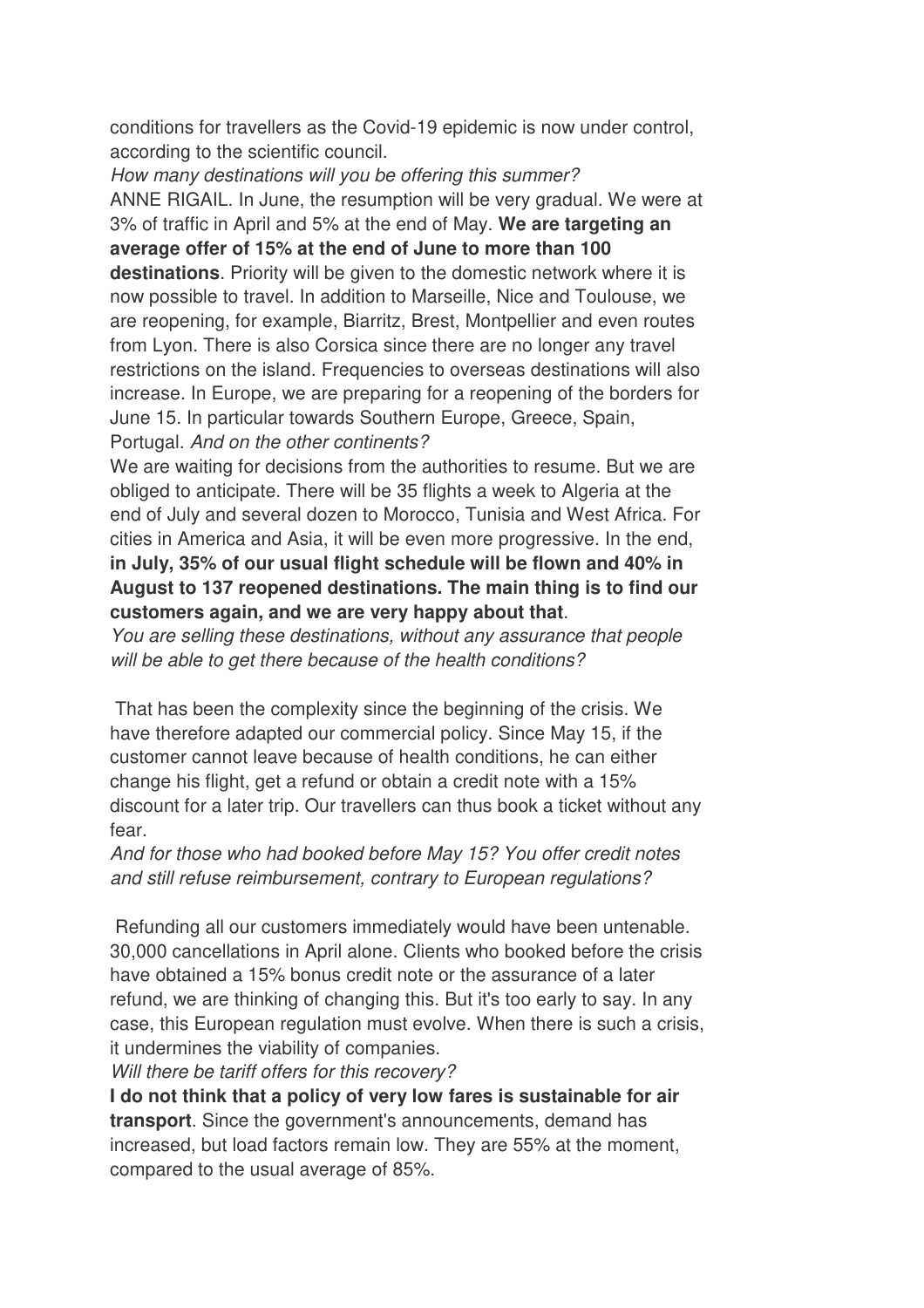conditions for travellers as the Covid-19 epidemic is now under control, according to the scientific council.

*How many destinations will you be offering this summer?*

ANNE RIGAIL. In June, the resumption will be very gradual. We were at 3% of traffic in April and 5% at the end of May. **We are targeting an average offer of 15% at the end of June to more than 100 destinations**. Priority will be given to the domestic network where it is now possible to travel. In addition to Marseille, Nice and Toulouse, we are reopening, for example, Biarritz, Brest, Montpellier and even routes from Lyon. There is also Corsica since there are no longer any travel restrictions on the island. Frequencies to overseas destinations will also increase. In Europe, we are preparing for a reopening of the borders for June 15. In particular towards Southern Europe, Greece, Spain, Portugal. *And on the other continents?*

We are waiting for decisions from the authorities to resume. But we are obliged to anticipate. There will be 35 flights a week to Algeria at the end of July and several dozen to Morocco, Tunisia and West Africa. For cities in America and Asia, it will be even more progressive. In the end, **in July, 35% of our usual flight schedule will be flown and 40% in August to 137 reopened destinations. The main thing is to find our customers again, and we are very happy about that**.

*You are selling these destinations, without any assurance that people will be able to get there because of the health conditions?*

That has been the complexity since the beginning of the crisis. We have therefore adapted our commercial policy. Since May 15, if the customer cannot leave because of health conditions, he can either change his flight, get a refund or obtain a credit note with a 15% discount for a later trip. Our travellers can thus book a ticket without any fear.

*And for those who had booked before May 15? You offer credit notes and still refuse reimbursement, contrary to European regulations?*

Refunding all our customers immediately would have been untenable. 30,000 cancellations in April alone. Clients who booked before the crisis have obtained a 15% bonus credit note or the assurance of a later refund, we are thinking of changing this. But it's too early to say. In any case, this European regulation must evolve. When there is such a crisis, it undermines the viability of companies.

*Will there be tariff offers for this recovery?*

**I do not think that a policy of very low fares is sustainable for air transport**. Since the government's announcements, demand has increased, but load factors remain low. They are 55% at the moment, compared to the usual average of 85%.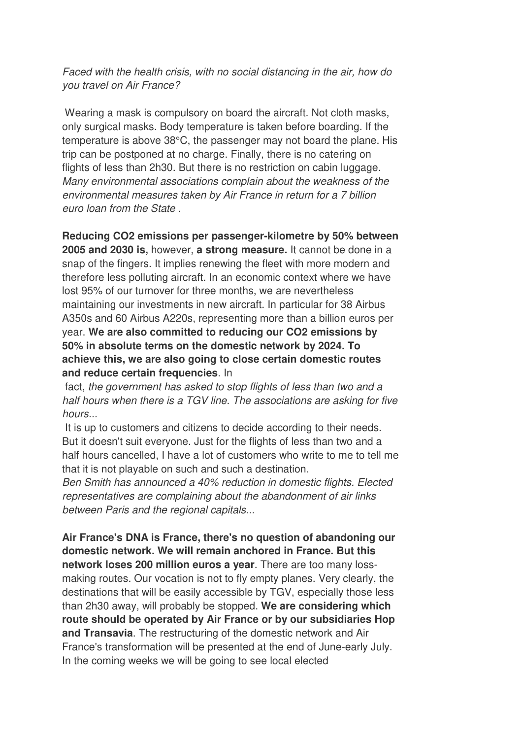*Faced with the health crisis, with no social distancing in the air, how do you travel on Air France?*

Wearing a mask is compulsory on board the aircraft. Not cloth masks, only surgical masks. Body temperature is taken before boarding. If the temperature is above 38°C, the passenger may not board the plane. His trip can be postponed at no charge. Finally, there is no catering on flights of less than 2h30. But there is no restriction on cabin luggage.

*Many environmental associations complain about the weakness of the environmental measures taken by Air France in return for a 7 billion euro loan from the State .*

**Reducing $CO_2$ emissions per passenger-kilometre by 50% between 2005 and 2030 is,** however, **a strong measure.** It cannot be done in a snap of the fingers. It implies renewing the fleet with more modern and therefore less polluting aircraft. In an economic context where we have lost 95% of our turnover for three months, we are nevertheless maintaining our investments in new aircraft. In particular for 38 Airbus A350s and 60 Airbus A220s, representing more than a billion euros per year. **We are also committed to reducing our $CO_2$ emissions by 50% in absolute terms on the domestic network by 2024. To achieve this, we are also going to close certain domestic routes and reduce certain frequencies**. In fact, *the government has asked to stop flights of less than two and a half hours when there is a TGV line. The associations are asking for five hours...*

It is up to customers and citizens to decide according to their needs. But it doesn't suit everyone. Just for the flights of less than two and a half hours cancelled, I have a lot of customers who write to me to tell me that it is not playable on such and such a destination.

*Ben Smith has announced a 40% reduction in domestic flights. Elected representatives are complaining about the abandonment of air links between Paris and the regional capitals...*

**Air France's DNA is France, there's no question of abandoning our domestic network. We will remain anchored in France. But this network loses 200 million euros a year**. There are too many loss-making routes. Our vocation is not to fly empty planes. Very clearly, the destinations that will be easily accessible by TGV, especially those less than 2h30 away, will probably be stopped. **We are considering which route should be operated by Air France or by our subsidiaries Hop and Transavia**. The restructuring of the domestic network and Air France's transformation will be presented at the end of June-early July. In the coming weeks we will be going to see local elected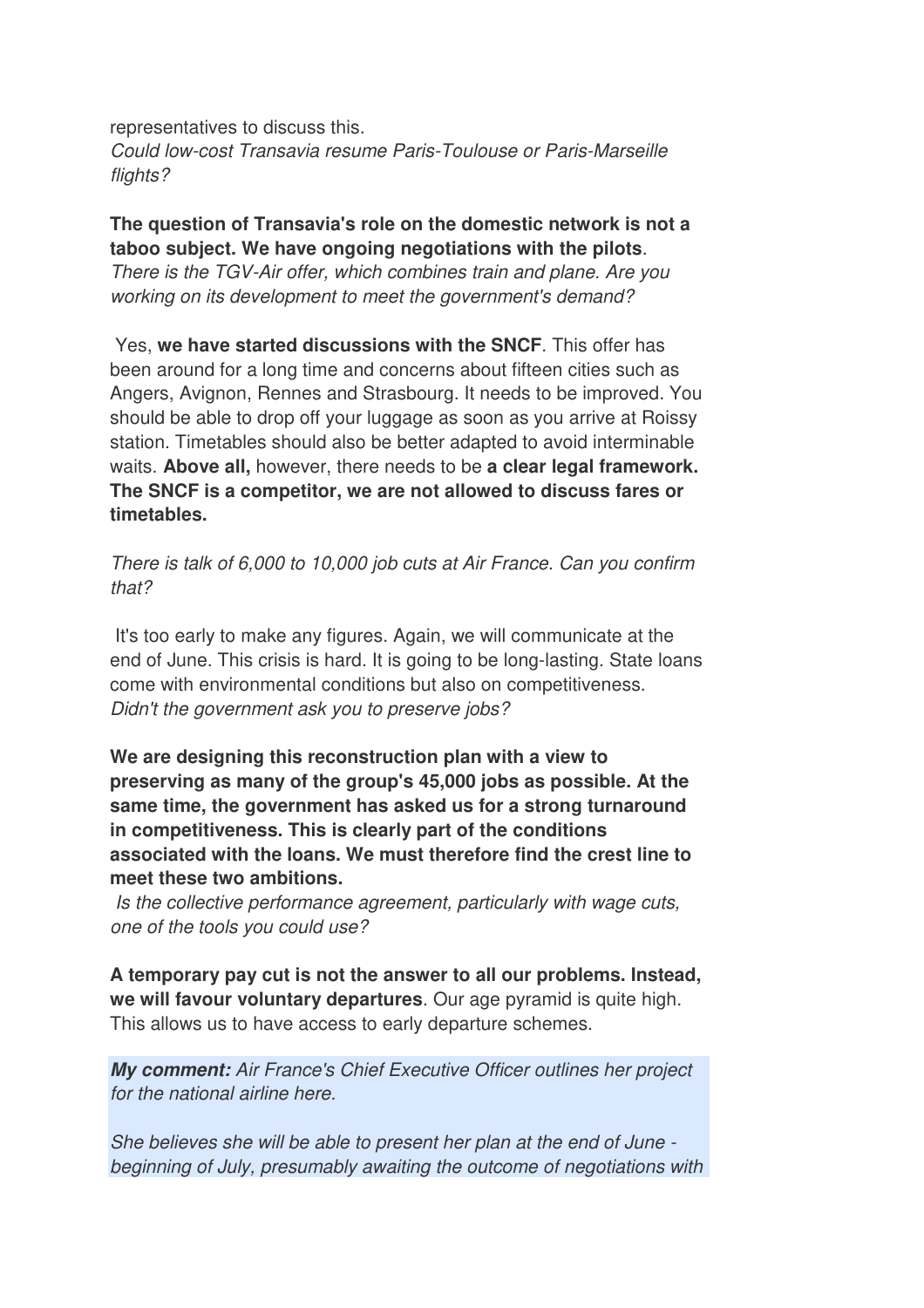representatives to discuss this.
*Could low-cost Transavia resume Paris-Toulouse or Paris-Marseille flights?*

**The question of Transavia's role on the domestic network is not a taboo subject. We have ongoing negotiations with the pilots**.
*There is the TGV-Air offer, which combines train and plane. Are you working on its development to meet the government's demand?*

Yes, **we have started discussions with the SNCF**. This offer has been around for a long time and concerns about fifteen cities such as Angers, Avignon, Rennes and Strasbourg. It needs to be improved. You should be able to drop off your luggage as soon as you arrive at Roissy station. Timetables should also be better adapted to avoid interminable waits. **Above all,** however, there needs to be **a clear legal framework. The SNCF is a competitor, we are not allowed to discuss fares or timetables.**

*There is talk of 6,000 to 10,000 job cuts at Air France. Can you confirm that?*

It's too early to make any figures. Again, we will communicate at the end of June. This crisis is hard. It is going to be long-lasting. State loans come with environmental conditions but also on competitiveness.
*Didn't the government ask you to preserve jobs?*

**We are designing this reconstruction plan with a view to preserving as many of the group's 45,000 jobs as possible. At the same time, the government has asked us for a strong turnaround in competitiveness. This is clearly part of the conditions associated with the loans. We must therefore find the crest line to meet these two ambitions.**
*Is the collective performance agreement, particularly with wage cuts, one of the tools you could use?*

**A temporary pay cut is not the answer to all our problems. Instead, we will favour voluntary departures**. Our age pyramid is quite high. This allows us to have access to early departure schemes.

***My comment:*** *Air France's Chief Executive Officer outlines her project for the national airline here.*

*She believes she will be able to present her plan at the end of June - beginning of July, presumably awaiting the outcome of negotiations with*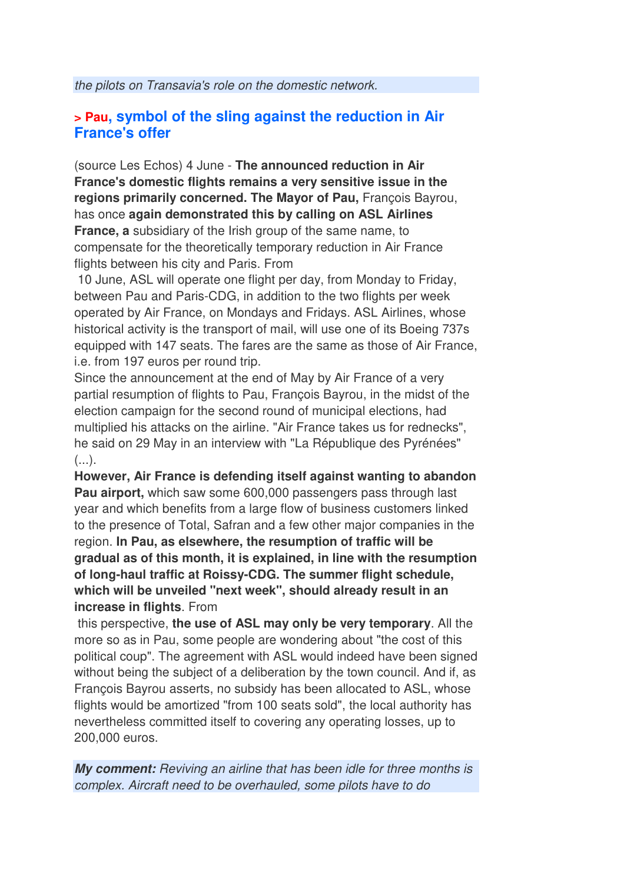*the pilots on Transavia's role on the domestic network.*

## > Pau, symbol of the sling against the reduction in Air France's offer

(source Les Echos) 4 June - **The announced reduction in Air France's domestic flights remains a very sensitive issue in the regions primarily concerned. The Mayor of Pau,** François Bayrou, has once **again demonstrated this by calling on ASL Airlines France, a** subsidiary of the Irish group of the same name, to compensate for the theoretically temporary reduction in Air France flights between his city and Paris. From 10 June, ASL will operate one flight per day, from Monday to Friday, between Pau and Paris-CDG, in addition to the two flights per week operated by Air France, on Mondays and Fridays. ASL Airlines, whose historical activity is the transport of mail, will use one of its Boeing 737s equipped with 147 seats. The fares are the same as those of Air France, i.e. from 197 euros per round trip.

Since the announcement at the end of May by Air France of a very partial resumption of flights to Pau, François Bayrou, in the midst of the election campaign for the second round of municipal elections, had multiplied his attacks on the airline. "Air France takes us for rednecks", he said on 29 May in an interview with "La République des Pyrénées" (...).

**However, Air France is defending itself against wanting to abandon Pau airport,** which saw some 600,000 passengers pass through last year and which benefits from a large flow of business customers linked to the presence of Total, Safran and a few other major companies in the region. **In Pau, as elsewhere, the resumption of traffic will be gradual as of this month, it is explained, in line with the resumption of long-haul traffic at Roissy-CDG. The summer flight schedule, which will be unveiled "next week", should already result in an increase in flights**. From this perspective, **the use of ASL may only be very temporary**. All the more so as in Pau, some people are wondering about "the cost of this political coup". The agreement with ASL would indeed have been signed without being the subject of a deliberation by the town council. And if, as François Bayrou asserts, no subsidy has been allocated to ASL, whose flights would be amortized "from 100 seats sold", the local authority has nevertheless committed itself to covering any operating losses, up to 200,000 euros.

***My comment:*** *Reviving an airline that has been idle for three months is complex. Aircraft need to be overhauled, some pilots have to do*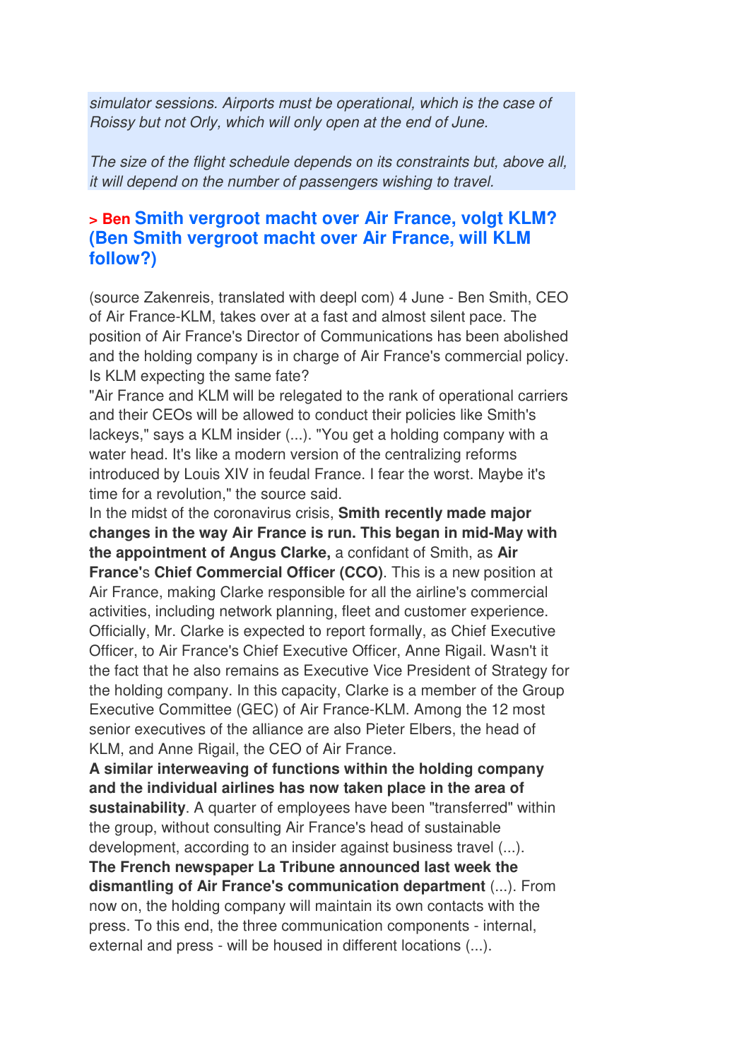*simulator sessions. Airports must be operational, which is the case of Roissy but not Orly, which will only open at the end of June.*

*The size of the flight schedule depends on its constraints but, above all, it will depend on the number of passengers wishing to travel.*

## > Ben Smith vergroot macht over Air France, volgt KLM? (Ben Smith vergroot macht over Air France, will KLM follow?)

(source Zakenreis, translated with deepl com) 4 June - Ben Smith, CEO of Air France-KLM, takes over at a fast and almost silent pace. The position of Air France's Director of Communications has been abolished and the holding company is in charge of Air France's commercial policy. Is KLM expecting the same fate?

"Air France and KLM will be relegated to the rank of operational carriers and their CEOs will be allowed to conduct their policies like Smith's lackeys," says a KLM insider (...). "You get a holding company with a water head. It's like a modern version of the centralizing reforms introduced by Louis XIV in feudal France. I fear the worst. Maybe it's time for a revolution," the source said.

In the midst of the coronavirus crisis, **Smith recently made major changes in the way Air France is run. This began in mid-May with the appointment of Angus Clarke,** a confidant of Smith, as **Air France**'s **Chief Commercial Officer (CCO)**. This is a new position at Air France, making Clarke responsible for all the airline's commercial activities, including network planning, fleet and customer experience. Officially, Mr. Clarke is expected to report formally, as Chief Executive Officer, to Air France's Chief Executive Officer, Anne Rigail. Wasn't it the fact that he also remains as Executive Vice President of Strategy for the holding company. In this capacity, Clarke is a member of the Group Executive Committee (GEC) of Air France-KLM. Among the 12 most senior executives of the alliance are also Pieter Elbers, the head of KLM, and Anne Rigail, the CEO of Air France.

**A similar interweaving of functions within the holding company and the individual airlines has now taken place in the area of sustainability**. A quarter of employees have been "transferred" within the group, without consulting Air France's head of sustainable development, according to an insider against business travel (...).

**The French newspaper La Tribune announced last week the dismantling of Air France's communication department** (...). From now on, the holding company will maintain its own contacts with the press. To this end, the three communication components - internal, external and press - will be housed in different locations (...).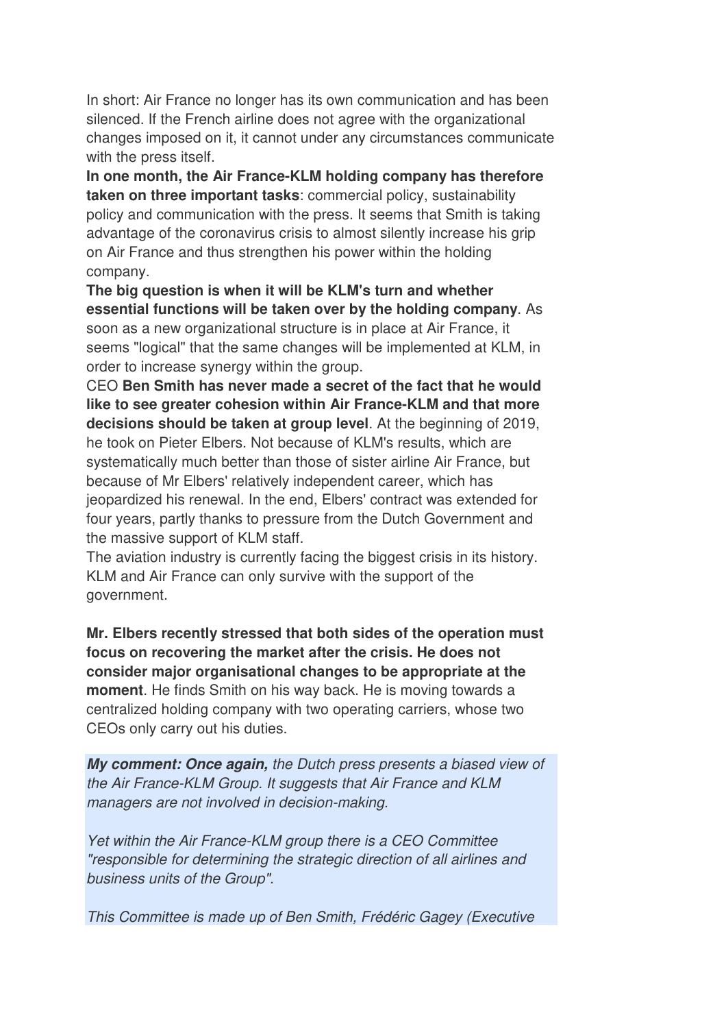In short: Air France no longer has its own communication and has been silenced. If the French airline does not agree with the organizational changes imposed on it, it cannot under any circumstances communicate with the press itself.

**In one month, the Air France-KLM holding company has therefore taken on three important tasks**: commercial policy, sustainability policy and communication with the press. It seems that Smith is taking advantage of the coronavirus crisis to almost silently increase his grip on Air France and thus strengthen his power within the holding company.

**The big question is when it will be KLM's turn and whether essential functions will be taken over by the holding company**. As soon as a new organizational structure is in place at Air France, it seems "logical" that the same changes will be implemented at KLM, in order to increase synergy within the group.

CEO **Ben Smith has never made a secret of the fact that he would like to see greater cohesion within Air France-KLM and that more decisions should be taken at group level**. At the beginning of 2019, he took on Pieter Elbers. Not because of KLM's results, which are systematically much better than those of sister airline Air France, but because of Mr Elbers' relatively independent career, which has jeopardized his renewal. In the end, Elbers' contract was extended for four years, partly thanks to pressure from the Dutch Government and the massive support of KLM staff.

The aviation industry is currently facing the biggest crisis in its history. KLM and Air France can only survive with the support of the government.

**Mr. Elbers recently stressed that both sides of the operation must focus on recovering the market after the crisis. He does not consider major organisational changes to be appropriate at the moment**. He finds Smith on his way back. He is moving towards a centralized holding company with two operating carriers, whose two CEOs only carry out his duties.

***My comment: Once again,*** *the Dutch press presents a biased view of the Air France-KLM Group. It suggests that Air France and KLM managers are not involved in decision-making.*

*Yet within the Air France-KLM group there is a CEO Committee "responsible for determining the strategic direction of all airlines and business units of the Group".*

*This Committee is made up of Ben Smith, Frédéric Gagey (Executive*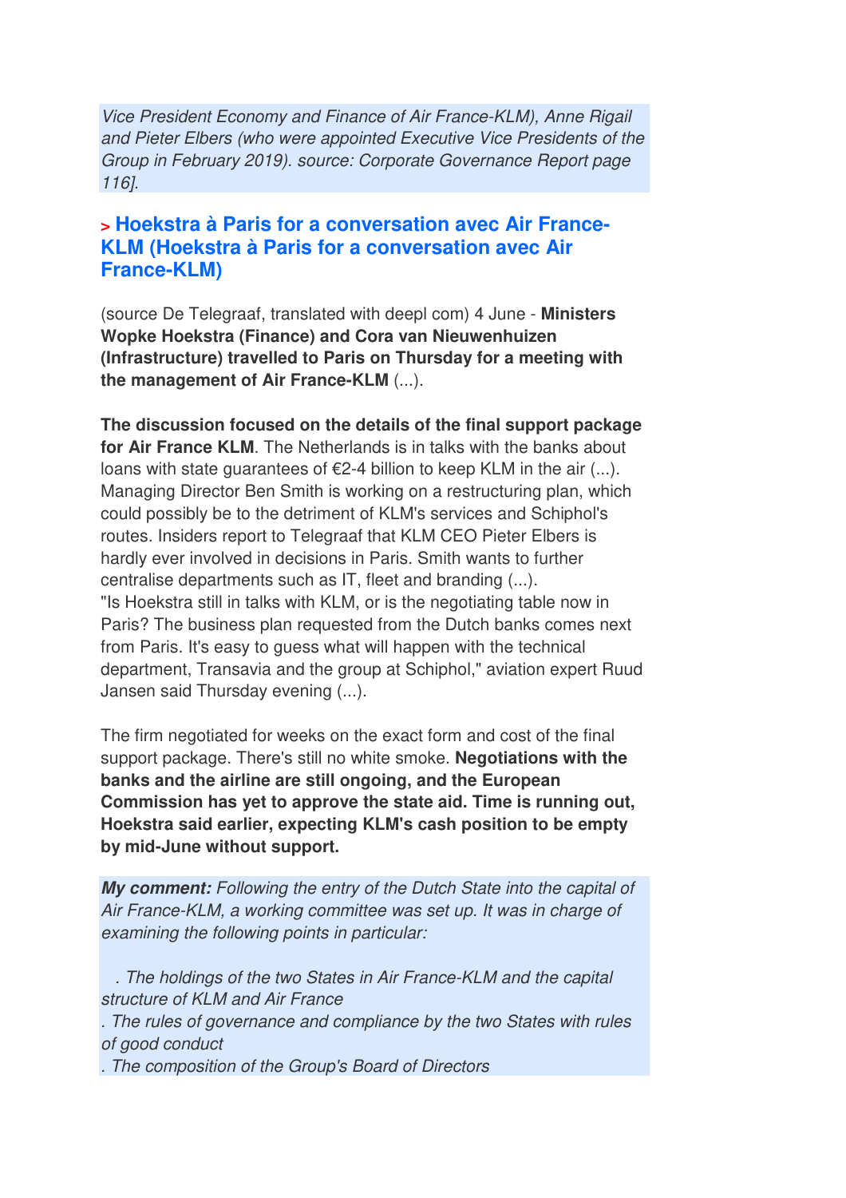*Vice President Economy and Finance of Air France-KLM), Anne Rigail and Pieter Elbers (who were appointed Executive Vice Presidents of the Group in February 2019). source: Corporate Governance Report page 116].*

### > Hoekstra à Paris for a conversation avec Air France-KLM (Hoekstra à Paris for a conversation avec Air France-KLM)

(source De Telegraaf, translated with deepl com) 4 June - **Ministers Wopke Hoekstra (Finance) and Cora van Nieuwenhuizen (Infrastructure) travelled to Paris on Thursday for a meeting with the management of Air France-KLM** (...).

**The discussion focused on the details of the final support package for Air France KLM**. The Netherlands is in talks with the banks about loans with state guarantees of €2-4 billion to keep KLM in the air (...). Managing Director Ben Smith is working on a restructuring plan, which could possibly be to the detriment of KLM's services and Schiphol's routes. Insiders report to Telegraaf that KLM CEO Pieter Elbers is hardly ever involved in decisions in Paris. Smith wants to further centralise departments such as IT, fleet and branding (...).
"Is Hoekstra still in talks with KLM, or is the negotiating table now in Paris? The business plan requested from the Dutch banks comes next from Paris. It's easy to guess what will happen with the technical department, Transavia and the group at Schiphol," aviation expert Ruud Jansen said Thursday evening (...).

The firm negotiated for weeks on the exact form and cost of the final support package. There's still no white smoke. **Negotiations with the banks and the airline are still ongoing, and the European Commission has yet to approve the state aid. Time is running out, Hoekstra said earlier, expecting KLM's cash position to be empty by mid-June without support.**

***My comment:*** *Following the entry of the Dutch State into the capital of Air France-KLM, a working committee was set up. It was in charge of examining the following points in particular:*

*. The holdings of the two States in Air France-KLM and the capital structure of KLM and Air France*
*. The rules of governance and compliance by the two States with rules of good conduct*
*. The composition of the Group's Board of Directors*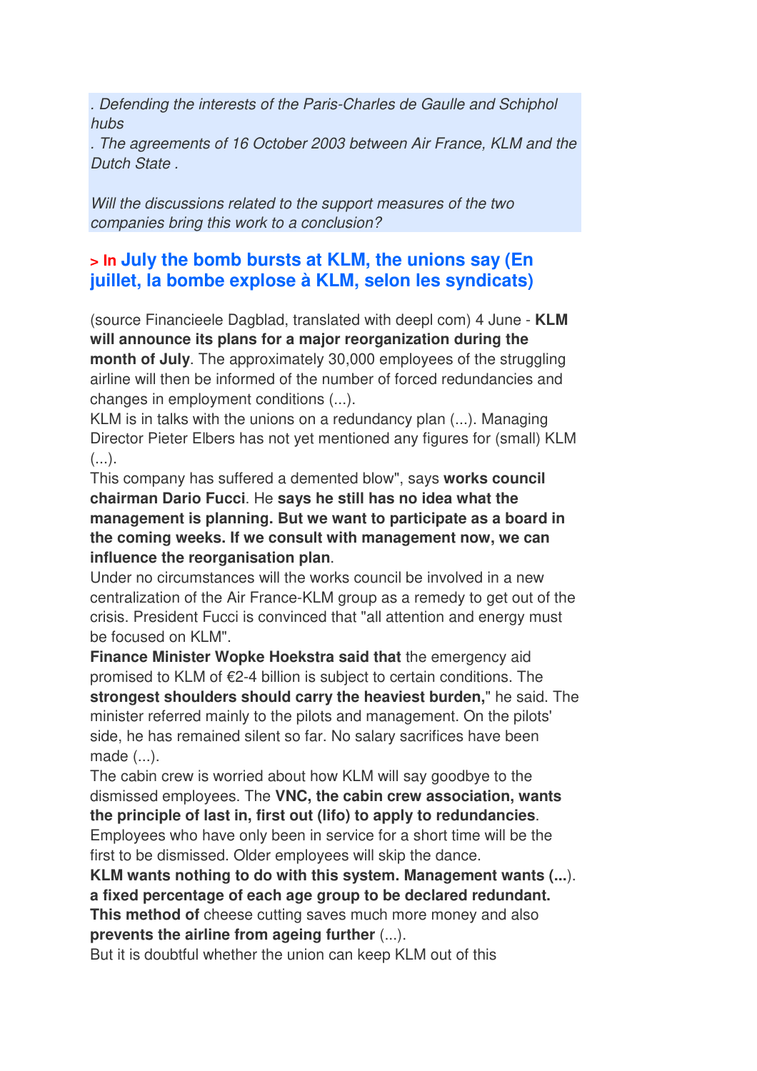*. Defending the interests of the Paris-Charles de Gaulle and Schiphol hubs*
*. The agreements of 16 October 2003 between Air France, KLM and the Dutch State .*

*Will the discussions related to the support measures of the two companies bring this work to a conclusion?*

## > In July the bomb bursts at KLM, the unions say (En juillet, la bombe explose à KLM, selon les syndicats)

(source Financieele Dagblad, translated with deepl com) 4 June - **KLM will announce its plans for a major reorganization during the month of July**. The approximately 30,000 employees of the struggling airline will then be informed of the number of forced redundancies and changes in employment conditions (...).
KLM is in talks with the unions on a redundancy plan (...). Managing Director Pieter Elbers has not yet mentioned any figures for (small) KLM (...).
This company has suffered a demented blow", says **works council chairman Dario Fucci**. He **says he still has no idea what the management is planning. But we want to participate as a board in the coming weeks. If we consult with management now, we can influence the reorganisation plan**.
Under no circumstances will the works council be involved in a new centralization of the Air France-KLM group as a remedy to get out of the crisis. President Fucci is convinced that "all attention and energy must be focused on KLM".
**Finance Minister Wopke Hoekstra said that** the emergency aid promised to KLM of €2-4 billion is subject to certain conditions. The **strongest shoulders should carry the heaviest burden,**" he said. The minister referred mainly to the pilots and management. On the pilots' side, he has remained silent so far. No salary sacrifices have been made (...).
The cabin crew is worried about how KLM will say goodbye to the dismissed employees. The **VNC, the cabin crew association, wants the principle of last in, first out (lifo) to apply to redundancies**. Employees who have only been in service for a short time will be the first to be dismissed. Older employees will skip the dance.
**KLM wants nothing to do with this system. Management wants (...). a fixed percentage of each age group to be declared redundant. This method of** cheese cutting saves much more money and also **prevents the airline from ageing further** (...).
But it is doubtful whether the union can keep KLM out of this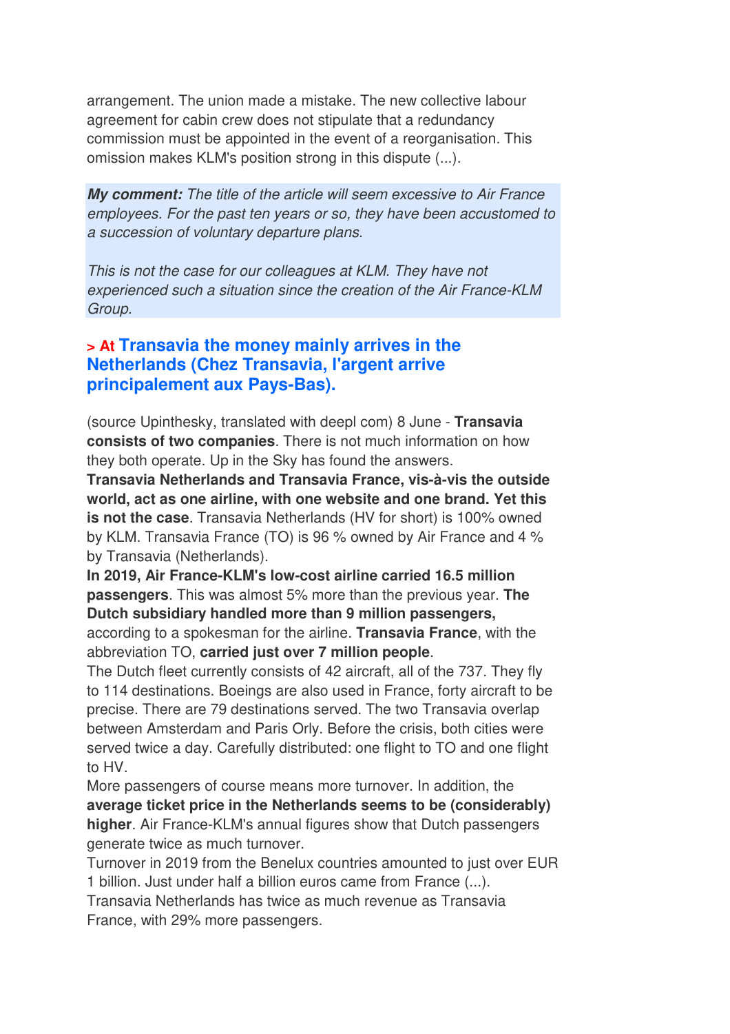arrangement. The union made a mistake. The new collective labour agreement for cabin crew does not stipulate that a redundancy commission must be appointed in the event of a reorganisation. This omission makes KLM's position strong in this dispute (...).

***My comment:*** *The title of the article will seem excessive to Air France employees. For the past ten years or so, they have been accustomed to a succession of voluntary departure plans.*

*This is not the case for our colleagues at KLM. They have not experienced such a situation since the creation of the Air France-KLM Group.*

### > At Transavia the money mainly arrives in the Netherlands (Chez Transavia, l'argent arrive principalement aux Pays-Bas).

(source Upinthesky, translated with deepl com) 8 June - **Transavia consists of two companies**. There is not much information on how they both operate. Up in the Sky has found the answers.
**Transavia Netherlands and Transavia France, vis-à-vis the outside world, act as one airline, with one website and one brand. Yet this is not the case**. Transavia Netherlands (HV for short) is 100% owned by KLM. Transavia France (TO) is 96 % owned by Air France and 4 % by Transavia (Netherlands).
**In 2019, Air France-KLM's low-cost airline carried 16.5 million passengers**. This was almost 5% more than the previous year. **The Dutch subsidiary handled more than 9 million passengers,** according to a spokesman for the airline. **Transavia France**, with the abbreviation TO, **carried just over 7 million people**.
The Dutch fleet currently consists of 42 aircraft, all of the 737. They fly to 114 destinations. Boeings are also used in France, forty aircraft to be precise. There are 79 destinations served. The two Transavia overlap between Amsterdam and Paris Orly. Before the crisis, both cities were served twice a day. Carefully distributed: one flight to TO and one flight to HV.
More passengers of course means more turnover. In addition, the **average ticket price in the Netherlands seems to be (considerably) higher**. Air France-KLM's annual figures show that Dutch passengers generate twice as much turnover.
Turnover in 2019 from the Benelux countries amounted to just over EUR 1 billion. Just under half a billion euros came from France (...).
Transavia Netherlands has twice as much revenue as Transavia France, with 29% more passengers.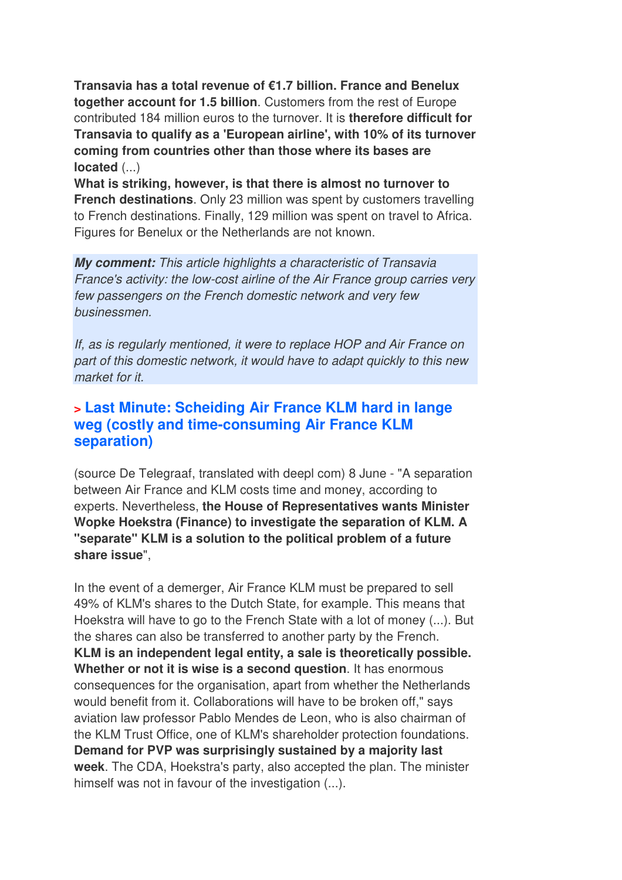**Transavia has a total revenue of €1.7 billion. France and Benelux together account for 1.5 billion**. Customers from the rest of Europe contributed 184 million euros to the turnover. It is **therefore difficult for Transavia to qualify as a 'European airline', with 10% of its turnover coming from countries other than those where its bases are located** (...)

**What is striking, however, is that there is almost no turnover to French destinations**. Only 23 million was spent by customers travelling to French destinations. Finally, 129 million was spent on travel to Africa. Figures for Benelux or the Netherlands are not known.

***My comment:*** *This article highlights a characteristic of Transavia France's activity: the low-cost airline of the Air France group carries very few passengers on the French domestic network and very few businessmen.*

*If, as is regularly mentioned, it were to replace HOP and Air France on part of this domestic network, it would have to adapt quickly to this new market for it.*

## > Last Minute: Scheiding Air France KLM hard in lange weg (costly and time-consuming Air France KLM separation)

(source De Telegraaf, translated with deepl com) 8 June - "A separation between Air France and KLM costs time and money, according to experts. Nevertheless, **the House of Representatives wants Minister Wopke Hoekstra (Finance) to investigate the separation of KLM. A "separate" KLM is a solution to the political problem of a future share issue**",

In the event of a demerger, Air France KLM must be prepared to sell 49% of KLM's shares to the Dutch State, for example. This means that Hoekstra will have to go to the French State with a lot of money (...). But the shares can also be transferred to another party by the French. **KLM is an independent legal entity, a sale is theoretically possible. Whether or not it is wise is a second question**. It has enormous consequences for the organisation, apart from whether the Netherlands would benefit from it. Collaborations will have to be broken off," says aviation law professor Pablo Mendes de Leon, who is also chairman of the KLM Trust Office, one of KLM's shareholder protection foundations. **Demand for PVP was surprisingly sustained by a majority last week**. The CDA, Hoekstra's party, also accepted the plan. The minister himself was not in favour of the investigation (...).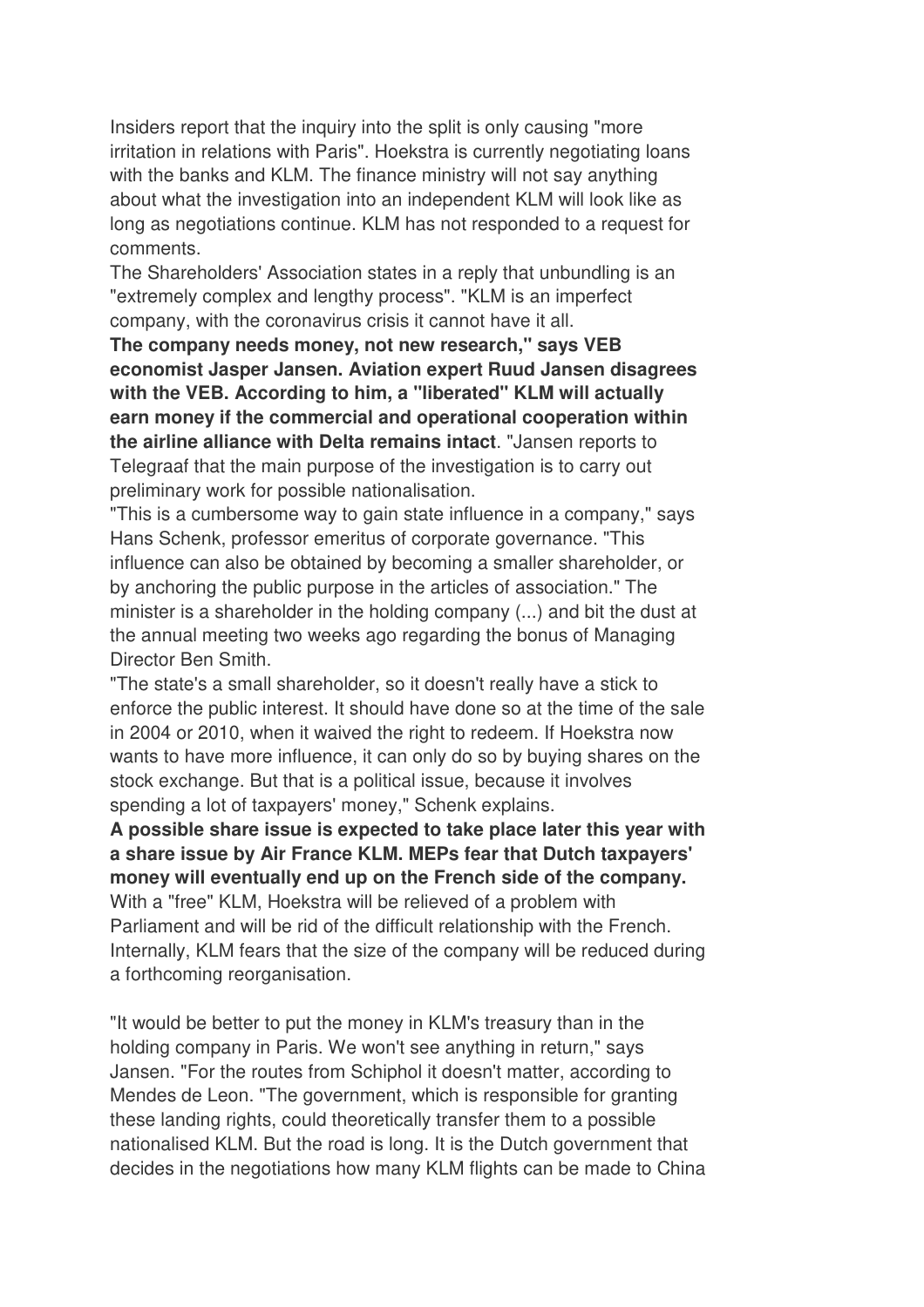Insiders report that the inquiry into the split is only causing "more irritation in relations with Paris". Hoekstra is currently negotiating loans with the banks and KLM. The finance ministry will not say anything about what the investigation into an independent KLM will look like as long as negotiations continue. KLM has not responded to a request for comments.

The Shareholders' Association states in a reply that unbundling is an "extremely complex and lengthy process". "KLM is an imperfect company, with the coronavirus crisis it cannot have it all.

**The company needs money, not new research," says VEB economist Jasper Jansen. Aviation expert Ruud Jansen disagrees with the VEB. According to him, a "liberated" KLM will actually earn money if the commercial and operational cooperation within the airline alliance with Delta remains intact**. "Jansen reports to Telegraaf that the main purpose of the investigation is to carry out preliminary work for possible nationalisation.

"This is a cumbersome way to gain state influence in a company," says Hans Schenk, professor emeritus of corporate governance. "This influence can also be obtained by becoming a smaller shareholder, or by anchoring the public purpose in the articles of association." The minister is a shareholder in the holding company (...) and bit the dust at the annual meeting two weeks ago regarding the bonus of Managing Director Ben Smith.

"The state's a small shareholder, so it doesn't really have a stick to enforce the public interest. It should have done so at the time of the sale in 2004 or 2010, when it waived the right to redeem. If Hoekstra now wants to have more influence, it can only do so by buying shares on the stock exchange. But that is a political issue, because it involves spending a lot of taxpayers' money," Schenk explains.

**A possible share issue is expected to take place later this year with a share issue by Air France KLM. MEPs fear that Dutch taxpayers' money will eventually end up on the French side of the company.**

With a "free" KLM, Hoekstra will be relieved of a problem with Parliament and will be rid of the difficult relationship with the French. Internally, KLM fears that the size of the company will be reduced during a forthcoming reorganisation.

"It would be better to put the money in KLM's treasury than in the holding company in Paris. We won't see anything in return," says Jansen. "For the routes from Schiphol it doesn't matter, according to Mendes de Leon. "The government, which is responsible for granting these landing rights, could theoretically transfer them to a possible nationalised KLM. But the road is long. It is the Dutch government that decides in the negotiations how many KLM flights can be made to China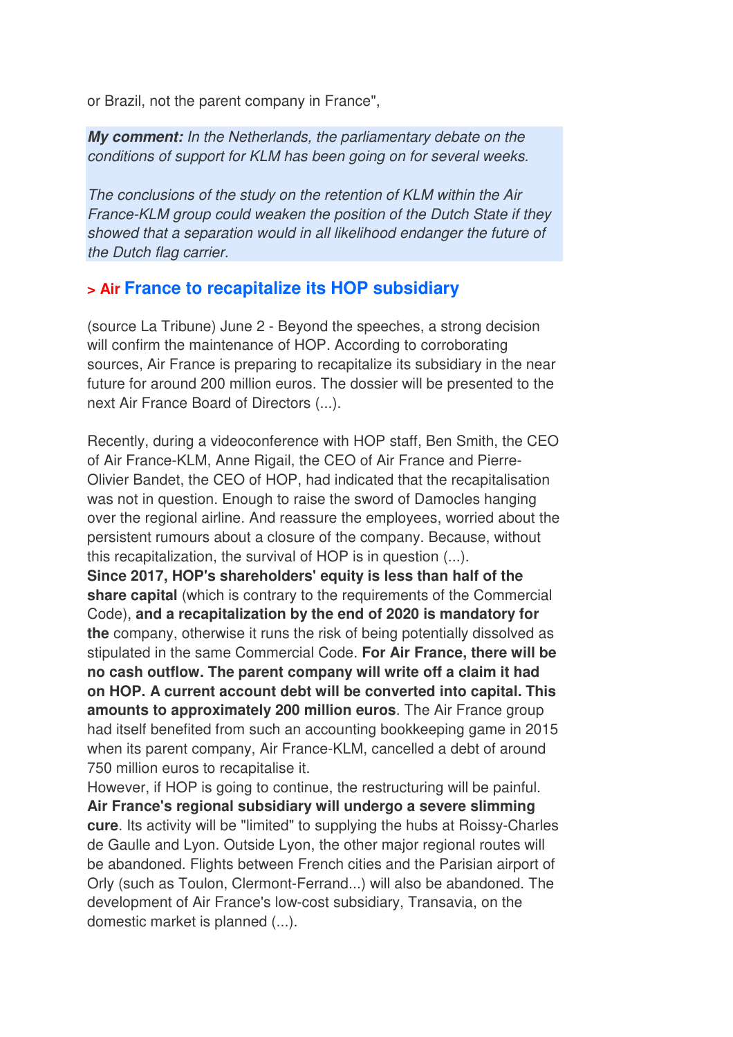or Brazil, not the parent company in France",

***My comment:*** *In the Netherlands, the parliamentary debate on the conditions of support for KLM has been going on for several weeks.*

*The conclusions of the study on the retention of KLM within the Air France-KLM group could weaken the position of the Dutch State if they showed that a separation would in all likelihood endanger the future of the Dutch flag carrier.*

### > Air France to recapitalize its HOP subsidiary

(source La Tribune) June 2 - Beyond the speeches, a strong decision will confirm the maintenance of HOP. According to corroborating sources, Air France is preparing to recapitalize its subsidiary in the near future for around 200 million euros. The dossier will be presented to the next Air France Board of Directors (...).

Recently, during a videoconference with HOP staff, Ben Smith, the CEO of Air France-KLM, Anne Rigail, the CEO of Air France and Pierre-Olivier Bandet, the CEO of HOP, had indicated that the recapitalisation was not in question. Enough to raise the sword of Damocles hanging over the regional airline. And reassure the employees, worried about the persistent rumours about a closure of the company. Because, without this recapitalization, the survival of HOP is in question (...).
**Since 2017, HOP's shareholders' equity is less than half of the share capital** (which is contrary to the requirements of the Commercial Code), **and a recapitalization by the end of 2020 is mandatory for the** company, otherwise it runs the risk of being potentially dissolved as stipulated in the same Commercial Code. **For Air France, there will be no cash outflow. The parent company will write off a claim it had on HOP. A current account debt will be converted into capital. This amounts to approximately 200 million euros**. The Air France group had itself benefited from such an accounting bookkeeping game in 2015 when its parent company, Air France-KLM, cancelled a debt of around 750 million euros to recapitalise it.
However, if HOP is going to continue, the restructuring will be painful. **Air France's regional subsidiary will undergo a severe slimming cure**. Its activity will be "limited" to supplying the hubs at Roissy-Charles de Gaulle and Lyon. Outside Lyon, the other major regional routes will be abandoned. Flights between French cities and the Parisian airport of Orly (such as Toulon, Clermont-Ferrand...) will also be abandoned. The development of Air France's low-cost subsidiary, Transavia, on the domestic market is planned (...).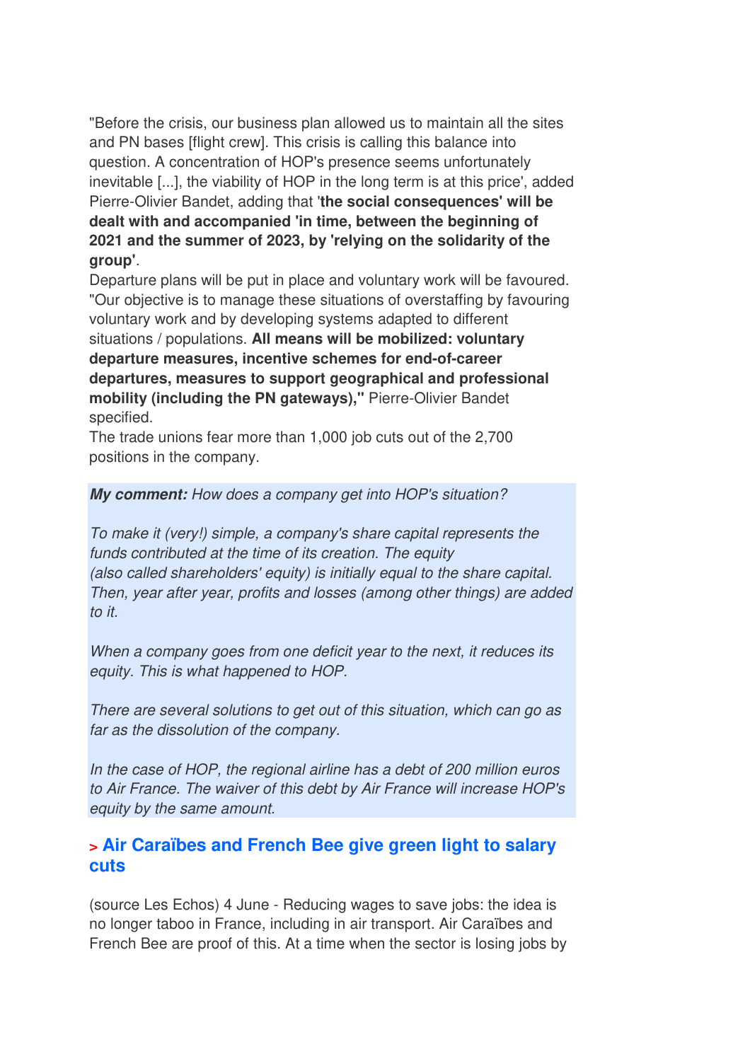"Before the crisis, our business plan allowed us to maintain all the sites and PN bases [flight crew]. This crisis is calling this balance into question. A concentration of HOP's presence seems unfortunately inevitable [...], the viability of HOP in the long term is at this price', added Pierre-Olivier Bandet, adding that '**the social consequences' will be dealt with and accompanied 'in time, between the beginning of 2021 and the summer of 2023, by 'relying on the solidarity of the group'**.

Departure plans will be put in place and voluntary work will be favoured. "Our objective is to manage these situations of overstaffing by favouring voluntary work and by developing systems adapted to different situations / populations. **All means will be mobilized: voluntary departure measures, incentive schemes for end-of-career departures, measures to support geographical and professional mobility (including the PN gateways),"** Pierre-Olivier Bandet specified.

The trade unions fear more than 1,000 job cuts out of the 2,700 positions in the company.

***My comment:*** *How does a company get into HOP's situation?*

*To make it (very!) simple, a company's share capital represents the funds contributed at the time of its creation. The equity (also called shareholders' equity) is initially equal to the share capital. Then, year after year, profits and losses (among other things) are added to it.*

*When a company goes from one deficit year to the next, it reduces its equity. This is what happened to HOP.*

*There are several solutions to get out of this situation, which can go as far as the dissolution of the company.*

*In the case of HOP, the regional airline has a debt of 200 million euros to Air France. The waiver of this debt by Air France will increase HOP's equity by the same amount.*

## > Air Caraïbes and French Bee give green light to salary cuts

(source Les Echos) 4 June - Reducing wages to save jobs: the idea is no longer taboo in France, including in air transport. Air Caraïbes and French Bee are proof of this. At a time when the sector is losing jobs by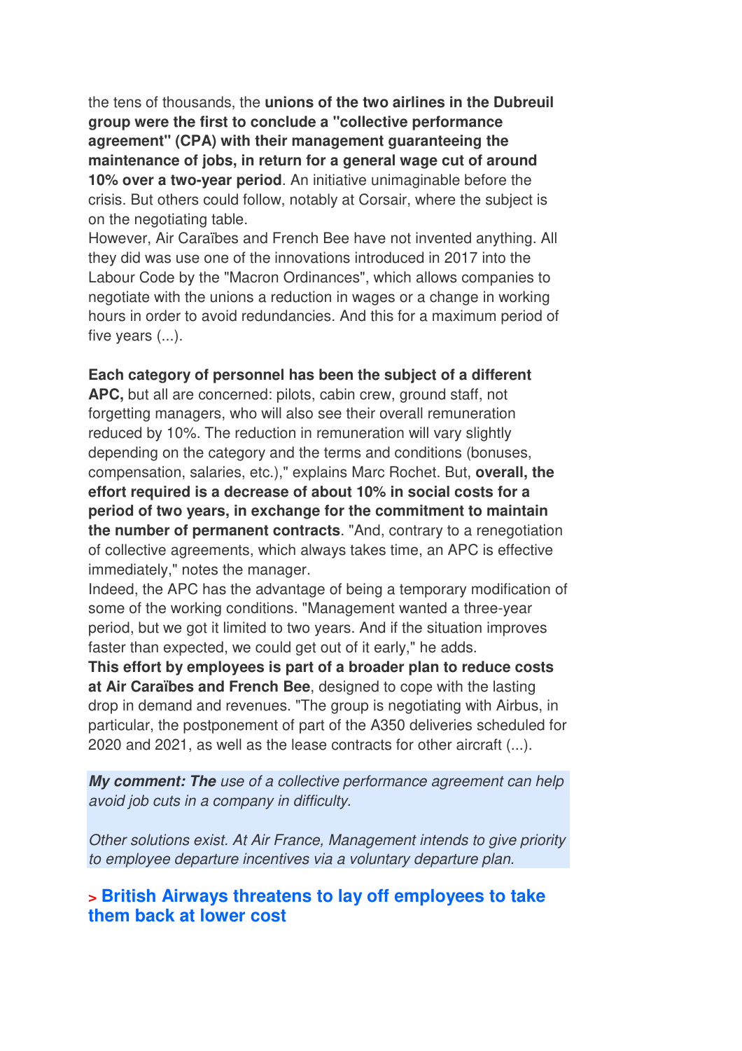the tens of thousands, the **unions of the two airlines in the Dubreuil group were the first to conclude a "collective performance agreement" (CPA) with their management guaranteeing the maintenance of jobs, in return for a general wage cut of around 10% over a two-year period**. An initiative unimaginable before the crisis. But others could follow, notably at Corsair, where the subject is on the negotiating table.
However, Air Caraïbes and French Bee have not invented anything. All they did was use one of the innovations introduced in 2017 into the Labour Code by the "Macron Ordinances", which allows companies to negotiate with the unions a reduction in wages or a change in working hours in order to avoid redundancies. And this for a maximum period of five years (...).

**Each category of personnel has been the subject of a different APC,** but all are concerned: pilots, cabin crew, ground staff, not forgetting managers, who will also see their overall remuneration reduced by 10%. The reduction in remuneration will vary slightly depending on the category and the terms and conditions (bonuses, compensation, salaries, etc.)," explains Marc Rochet. But, **overall, the effort required is a decrease of about 10% in social costs for a period of two years, in exchange for the commitment to maintain the number of permanent contracts**. "And, contrary to a renegotiation of collective agreements, which always takes time, an APC is effective immediately," notes the manager.
Indeed, the APC has the advantage of being a temporary modification of some of the working conditions. "Management wanted a three-year period, but we got it limited to two years. And if the situation improves faster than expected, we could get out of it early," he adds.
**This effort by employees is part of a broader plan to reduce costs at Air Caraïbes and French Bee**, designed to cope with the lasting drop in demand and revenues. "The group is negotiating with Airbus, in particular, the postponement of part of the A350 deliveries scheduled for 2020 and 2021, as well as the lease contracts for other aircraft (...).

***My comment: The*** *use of a collective performance agreement can help avoid job cuts in a company in difficulty.*

*Other solutions exist. At Air France, Management intends to give priority to employee departure incentives via a voluntary departure plan.*

## > British Airways threatens to lay off employees to take them back at lower cost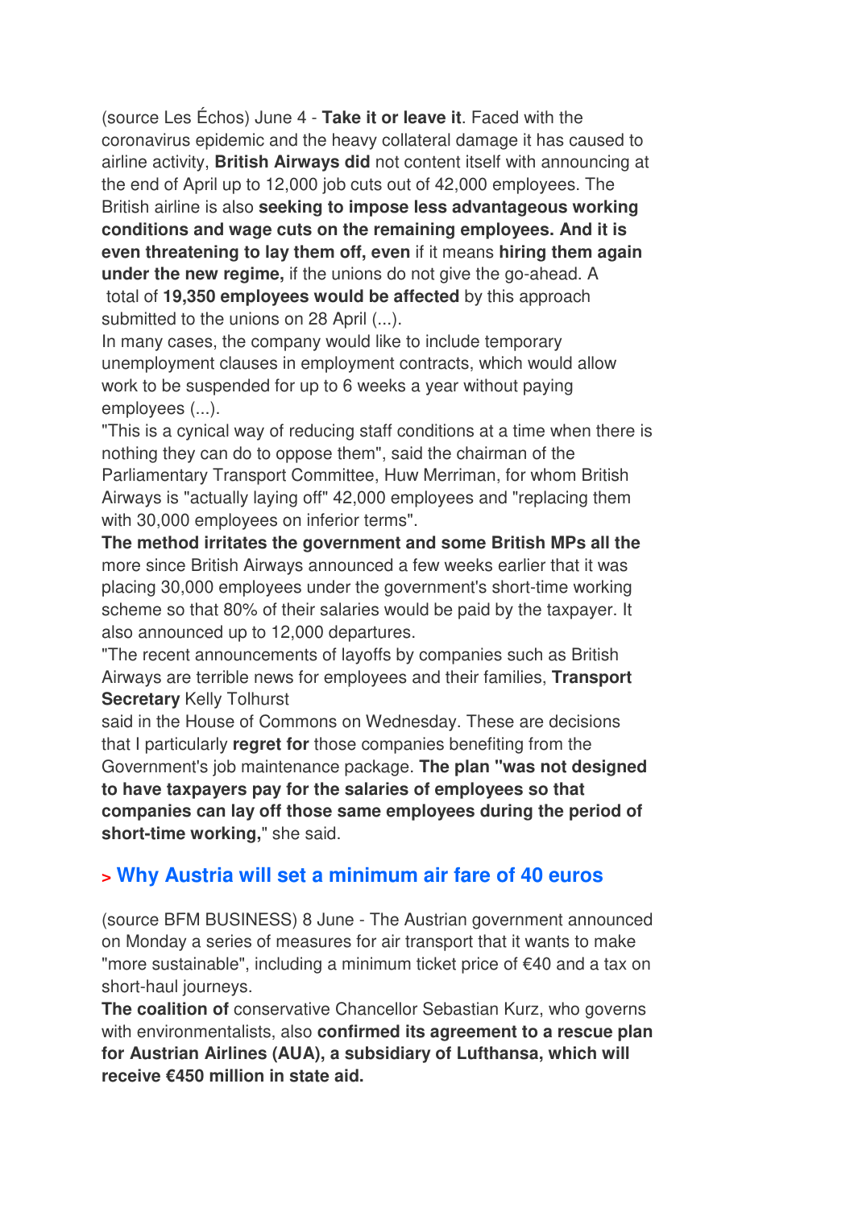(source Les Échos) June 4 - **Take it or leave it**. Faced with the coronavirus epidemic and the heavy collateral damage it has caused to airline activity, **British Airways did** not content itself with announcing at the end of April up to 12,000 job cuts out of 42,000 employees. The British airline is also **seeking to impose less advantageous working conditions and wage cuts on the remaining employees. And it is even threatening to lay them off, even** if it means **hiring them again under the new regime,** if the unions do not give the go-ahead. A total of **19,350 employees would be affected** by this approach submitted to the unions on 28 April (...).

In many cases, the company would like to include temporary unemployment clauses in employment contracts, which would allow work to be suspended for up to 6 weeks a year without paying employees (...).

"This is a cynical way of reducing staff conditions at a time when there is nothing they can do to oppose them", said the chairman of the Parliamentary Transport Committee, Huw Merriman, for whom British Airways is "actually laying off" 42,000 employees and "replacing them with 30,000 employees on inferior terms".

**The method irritates the government and some British MPs all the** more since British Airways announced a few weeks earlier that it was placing 30,000 employees under the government's short-time working scheme so that 80% of their salaries would be paid by the taxpayer. It also announced up to 12,000 departures.

"The recent announcements of layoffs by companies such as British Airways are terrible news for employees and their families, **Transport Secretary** Kelly Tolhurst said in the House of Commons on Wednesday. These are decisions that I particularly **regret for** those companies benefiting from the Government's job maintenance package. **The plan "was not designed to have taxpayers pay for the salaries of employees so that companies can lay off those same employees during the period of short-time working,**" she said.

## > Why Austria will set a minimum air fare of 40 euros

(source BFM BUSINESS) 8 June - The Austrian government announced on Monday a series of measures for air transport that it wants to make "more sustainable", including a minimum ticket price of €40 and a tax on short-haul journeys.

**The coalition of** conservative Chancellor Sebastian Kurz, who governs with environmentalists, also **confirmed its agreement to a rescue plan for Austrian Airlines (AUA), a subsidiary of Lufthansa, which will receive €450 million in state aid.**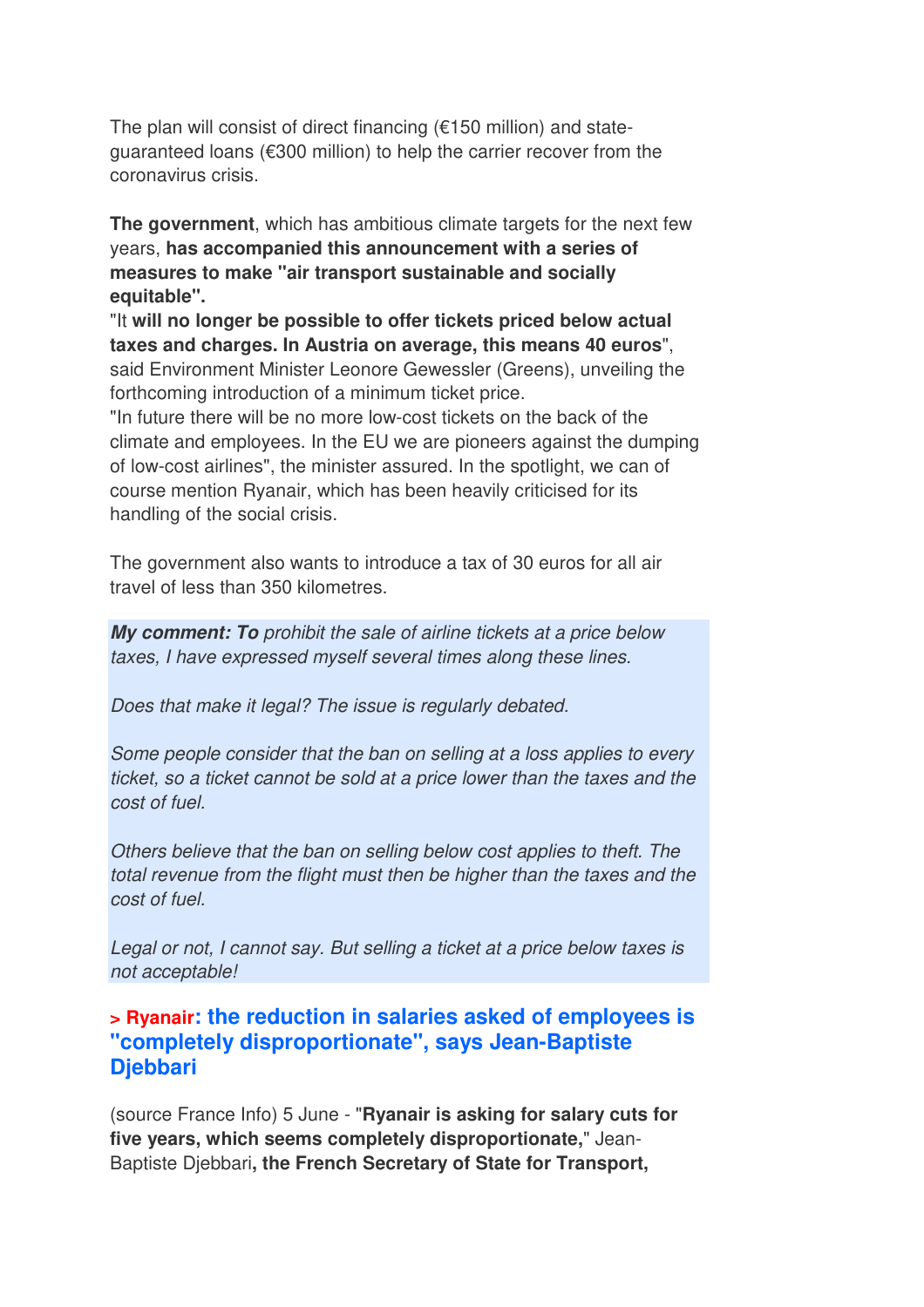The plan will consist of direct financing (€150 million) and state-guaranteed loans (€300 million) to help the carrier recover from the coronavirus crisis.

**The government**, which has ambitious climate targets for the next few years, **has accompanied this announcement with a series of measures to make "air transport sustainable and socially equitable".**

"It **will no longer be possible to offer tickets priced below actual taxes and charges. In Austria on average, this means 40 euros**", said Environment Minister Leonore Gewessler (Greens), unveiling the forthcoming introduction of a minimum ticket price.

"In future there will be no more low-cost tickets on the back of the climate and employees. In the EU we are pioneers against the dumping of low-cost airlines", the minister assured. In the spotlight, we can of course mention Ryanair, which has been heavily criticised for its handling of the social crisis.

The government also wants to introduce a tax of 30 euros for all air travel of less than 350 kilometres.

***My comment: To*** *prohibit the sale of airline tickets at a price below taxes, I have expressed myself several times along these lines.*

*Does that make it legal? The issue is regularly debated.*

*Some people consider that the ban on selling at a loss applies to every ticket, so a ticket cannot be sold at a price lower than the taxes and the cost of fuel.*

*Others believe that the ban on selling below cost applies to theft. The total revenue from the flight must then be higher than the taxes and the cost of fuel.*

*Legal or not, I cannot say. But selling a ticket at a price below taxes is not acceptable!*

### > Ryanair: the reduction in salaries asked of employees is "completely disproportionate", says Jean-Baptiste Djebbari

(source France Info) 5 June - "**Ryanair is asking for salary cuts for five years, which seems completely disproportionate,**" Jean-Baptiste Djebbari**, the French Secretary of State for Transport,**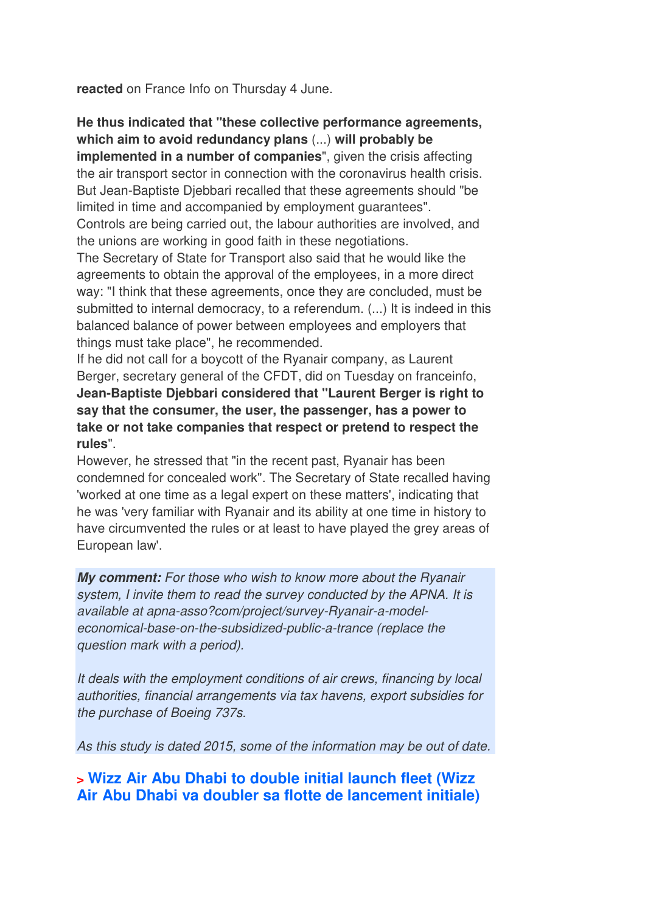**reacted** on France Info on Thursday 4 June.

**He thus indicated that "these collective performance agreements, which aim to avoid redundancy plans** (...) **will probably be implemented in a number of companies**", given the crisis affecting the air transport sector in connection with the coronavirus health crisis. But Jean-Baptiste Djebbari recalled that these agreements should "be limited in time and accompanied by employment guarantees". Controls are being carried out, the labour authorities are involved, and the unions are working in good faith in these negotiations.
The Secretary of State for Transport also said that he would like the agreements to obtain the approval of the employees, in a more direct way: "I think that these agreements, once they are concluded, must be submitted to internal democracy, to a referendum. (...) It is indeed in this balanced balance of power between employees and employers that things must take place", he recommended.
If he did not call for a boycott of the Ryanair company, as Laurent Berger, secretary general of the CFDT, did on Tuesday on franceinfo, **Jean-Baptiste Djebbari considered that "Laurent Berger is right to say that the consumer, the user, the passenger, has a power to take or not take companies that respect or pretend to respect the rules**".
However, he stressed that "in the recent past, Ryanair has been condemned for concealed work". The Secretary of State recalled having 'worked at one time as a legal expert on these matters', indicating that he was 'very familiar with Ryanair and its ability at one time in history to have circumvented the rules or at least to have played the grey areas of European law'.

***My comment:*** *For those who wish to know more about the Ryanair system, I invite them to read the survey conducted by the APNA. It is available at apna-asso?com/project/survey-Ryanair-a-model-economical-base-on-the-subsidized-public-a-trance (replace the question mark with a period).*

*It deals with the employment conditions of air crews, financing by local authorities, financial arrangements via tax havens, export subsidies for the purchase of Boeing 737s.*

*As this study is dated 2015, some of the information may be out of date.*

## > Wizz Air Abu Dhabi to double initial launch fleet (Wizz Air Abu Dhabi va doubler sa flotte de lancement initiale)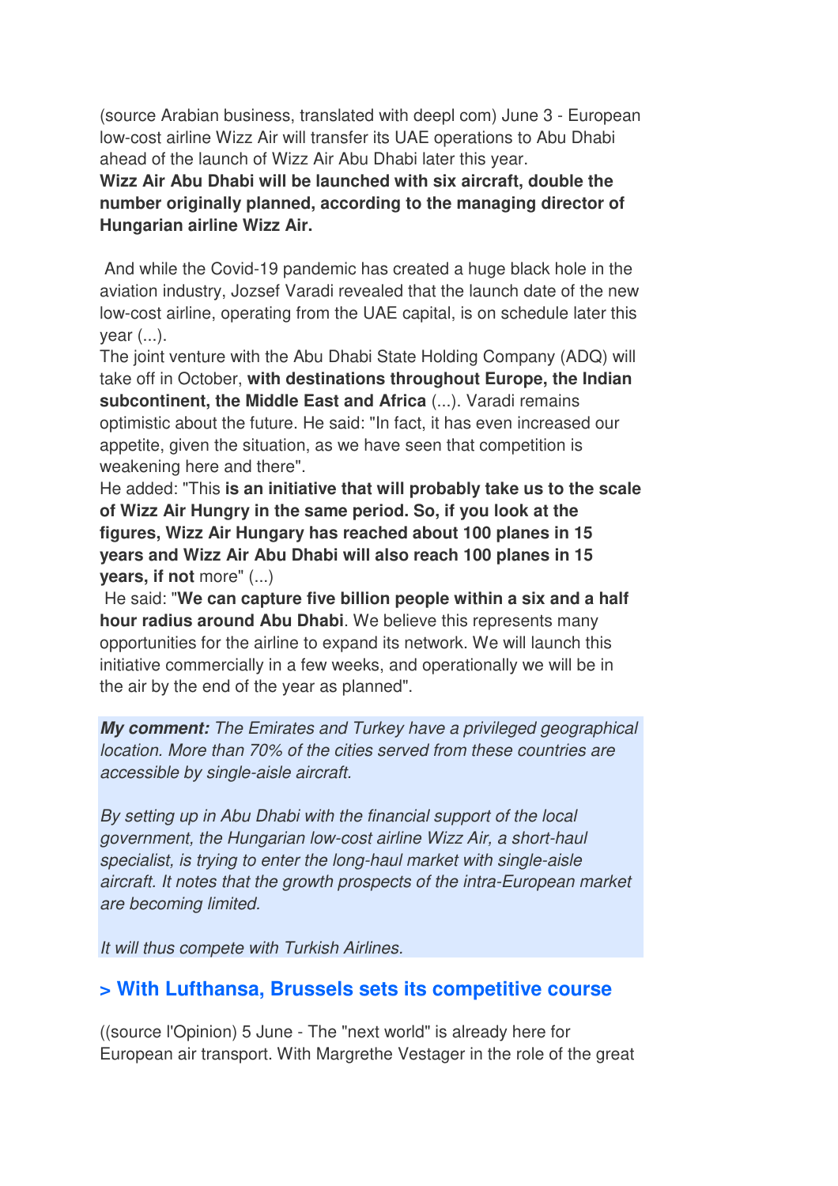(source Arabian business, translated with deepl com) June 3 - European low-cost airline Wizz Air will transfer its UAE operations to Abu Dhabi ahead of the launch of Wizz Air Abu Dhabi later this year.

**Wizz Air Abu Dhabi will be launched with six aircraft, double the number originally planned, according to the managing director of Hungarian airline Wizz Air.**

And while the Covid-19 pandemic has created a huge black hole in the aviation industry, Jozsef Varadi revealed that the launch date of the new low-cost airline, operating from the UAE capital, is on schedule later this year (...).

The joint venture with the Abu Dhabi State Holding Company (ADQ) will take off in October, **with destinations throughout Europe, the Indian subcontinent, the Middle East and Africa** (...). Varadi remains optimistic about the future. He said: "In fact, it has even increased our appetite, given the situation, as we have seen that competition is weakening here and there".

He added: "This **is an initiative that will probably take us to the scale of Wizz Air Hungry in the same period. So, if you look at the figures, Wizz Air Hungary has reached about 100 planes in 15 years and Wizz Air Abu Dhabi will also reach 100 planes in 15 years, if not** more" (...)

He said: "**We can capture five billion people within a six and a half hour radius around Abu Dhabi**. We believe this represents many opportunities for the airline to expand its network. We will launch this initiative commercially in a few weeks, and operationally we will be in the air by the end of the year as planned".

***My comment:*** *The Emirates and Turkey have a privileged geographical location. More than 70% of the cities served from these countries are accessible by single-aisle aircraft.*

*By setting up in Abu Dhabi with the financial support of the local government, the Hungarian low-cost airline Wizz Air, a short-haul specialist, is trying to enter the long-haul market with single-aisle aircraft. It notes that the growth prospects of the intra-European market are becoming limited.*

*It will thus compete with Turkish Airlines.*

## > With Lufthansa, Brussels sets its competitive course

((source l'Opinion) 5 June - The "next world" is already here for European air transport. With Margrethe Vestager in the role of the great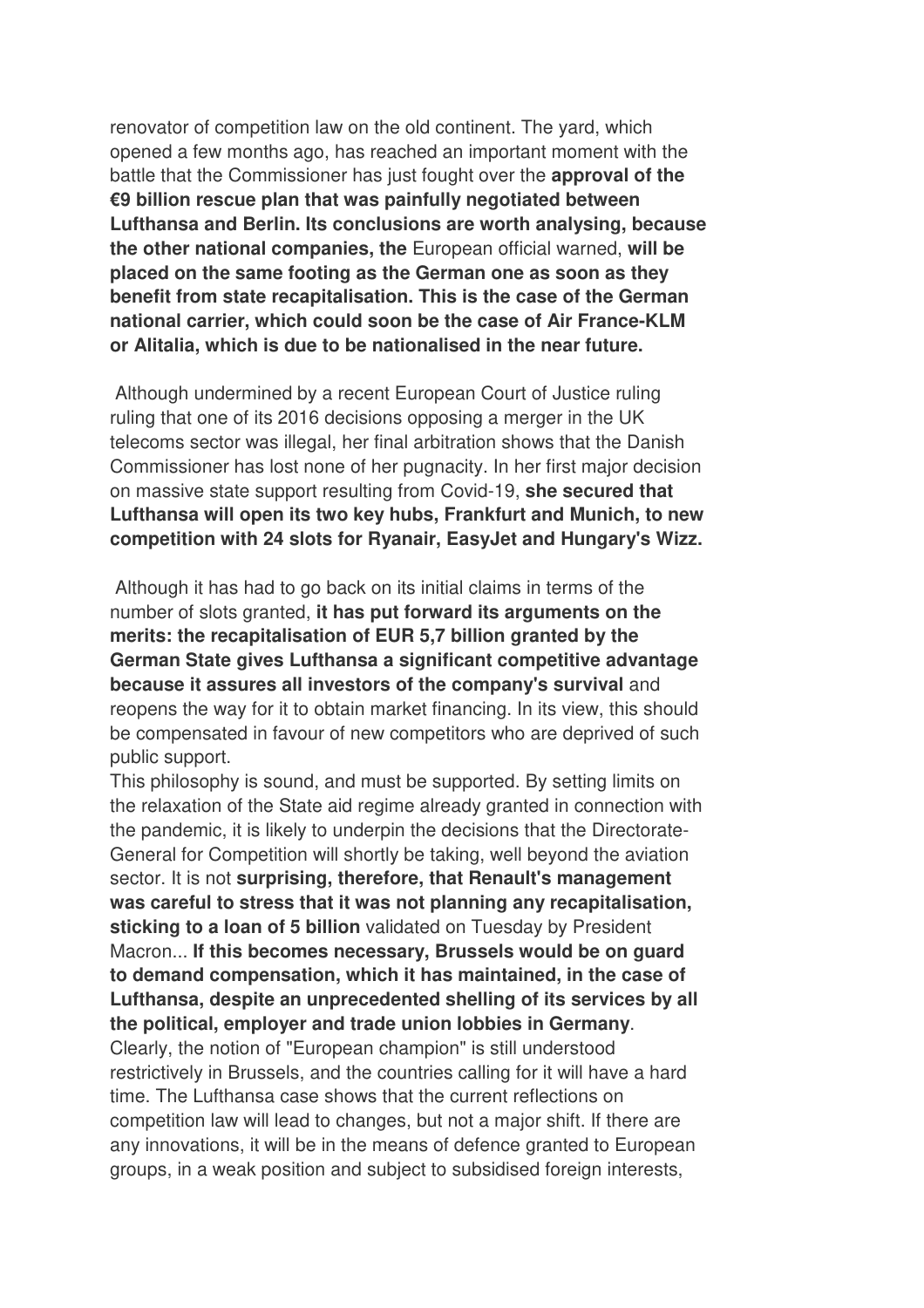renovator of competition law on the old continent. The yard, which opened a few months ago, has reached an important moment with the battle that the Commissioner has just fought over the **approval of the €9 billion rescue plan that was painfully negotiated between Lufthansa and Berlin. Its conclusions are worth analysing, because the other national companies, the** European official warned, **will be placed on the same footing as the German one as soon as they benefit from state recapitalisation. This is the case of the German national carrier, which could soon be the case of Air France-KLM or Alitalia, which is due to be nationalised in the near future.**

Although undermined by a recent European Court of Justice ruling ruling that one of its 2016 decisions opposing a merger in the UK telecoms sector was illegal, her final arbitration shows that the Danish Commissioner has lost none of her pugnacity. In her first major decision on massive state support resulting from Covid-19, **she secured that Lufthansa will open its two key hubs, Frankfurt and Munich, to new competition with 24 slots for Ryanair, EasyJet and Hungary's Wizz.**

Although it has had to go back on its initial claims in terms of the number of slots granted, **it has put forward its arguments on the merits: the recapitalisation of EUR 5,7 billion granted by the German State gives Lufthansa a significant competitive advantage because it assures all investors of the company's survival** and reopens the way for it to obtain market financing. In its view, this should be compensated in favour of new competitors who are deprived of such public support.

This philosophy is sound, and must be supported. By setting limits on the relaxation of the State aid regime already granted in connection with the pandemic, it is likely to underpin the decisions that the Directorate-General for Competition will shortly be taking, well beyond the aviation sector. It is not **surprising, therefore, that Renault's management was careful to stress that it was not planning any recapitalisation, sticking to a loan of 5 billion** validated on Tuesday by President Macron... **If this becomes necessary, Brussels would be on guard to demand compensation, which it has maintained, in the case of Lufthansa, despite an unprecedented shelling of its services by all the political, employer and trade union lobbies in Germany**.

Clearly, the notion of "European champion" is still understood restrictively in Brussels, and the countries calling for it will have a hard time. The Lufthansa case shows that the current reflections on competition law will lead to changes, but not a major shift. If there are any innovations, it will be in the means of defence granted to European groups, in a weak position and subject to subsidised foreign interests,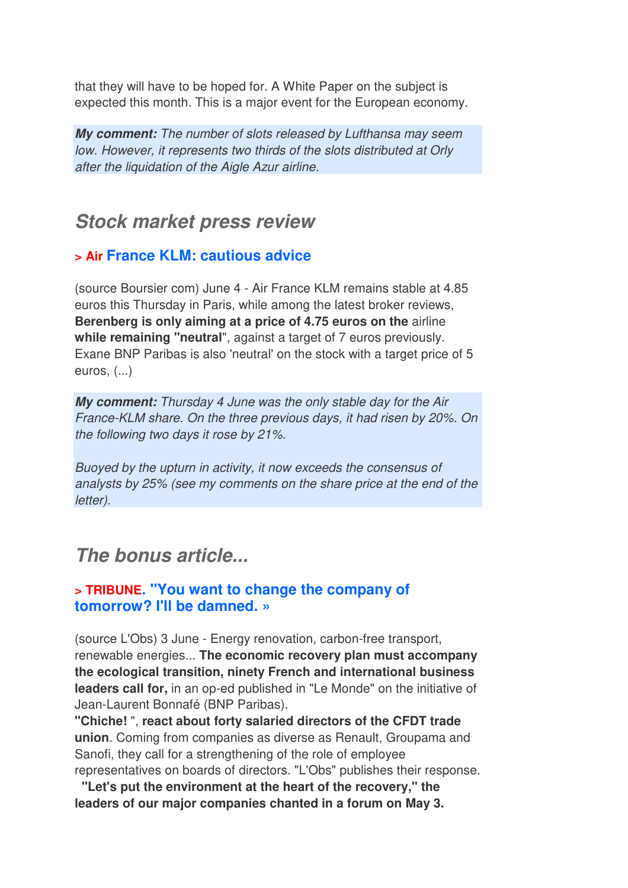that they will have to be hoped for. A White Paper on the subject is expected this month. This is a major event for the European economy.

***My comment:*** *The number of slots released by Lufthansa may seem low. However, it represents two thirds of the slots distributed at Orly after the liquidation of the Aigle Azur airline.*

## *Stock market press review*

### > Air France KLM: cautious advice

(source Boursier com) June 4 - Air France KLM remains stable at 4.85 euros this Thursday in Paris, while among the latest broker reviews, **Berenberg is only aiming at a price of 4.75 euros on the** airline **while remaining "neutral**", against a target of 7 euros previously. Exane BNP Paribas is also 'neutral' on the stock with a target price of 5 euros, (...)

***My comment:*** *Thursday 4 June was the only stable day for the Air France-KLM share. On the three previous days, it had risen by 20%. On the following two days it rose by 21%.*

*Buoyed by the upturn in activity, it now exceeds the consensus of analysts by 25% (see my comments on the share price at the end of the letter).*

## *The bonus article...*

### > TRIBUNE. "You want to change the company of tomorrow? I'll be damned. »

(source L'Obs) 3 June - Energy renovation, carbon-free transport, renewable energies... **The economic recovery plan must accompany the ecological transition, ninety French and international business leaders call for,** in an op-ed published in "Le Monde" on the initiative of Jean-Laurent Bonnafé (BNP Paribas).

**"Chiche!** ", **react about forty salaried directors of the CFDT trade union**. Coming from companies as diverse as Renault, Groupama and Sanofi, they call for a strengthening of the role of employee representatives on boards of directors. "L'Obs" publishes their response.

**"Let's put the environment at the heart of the recovery," the leaders of our major companies chanted in a forum on May 3.**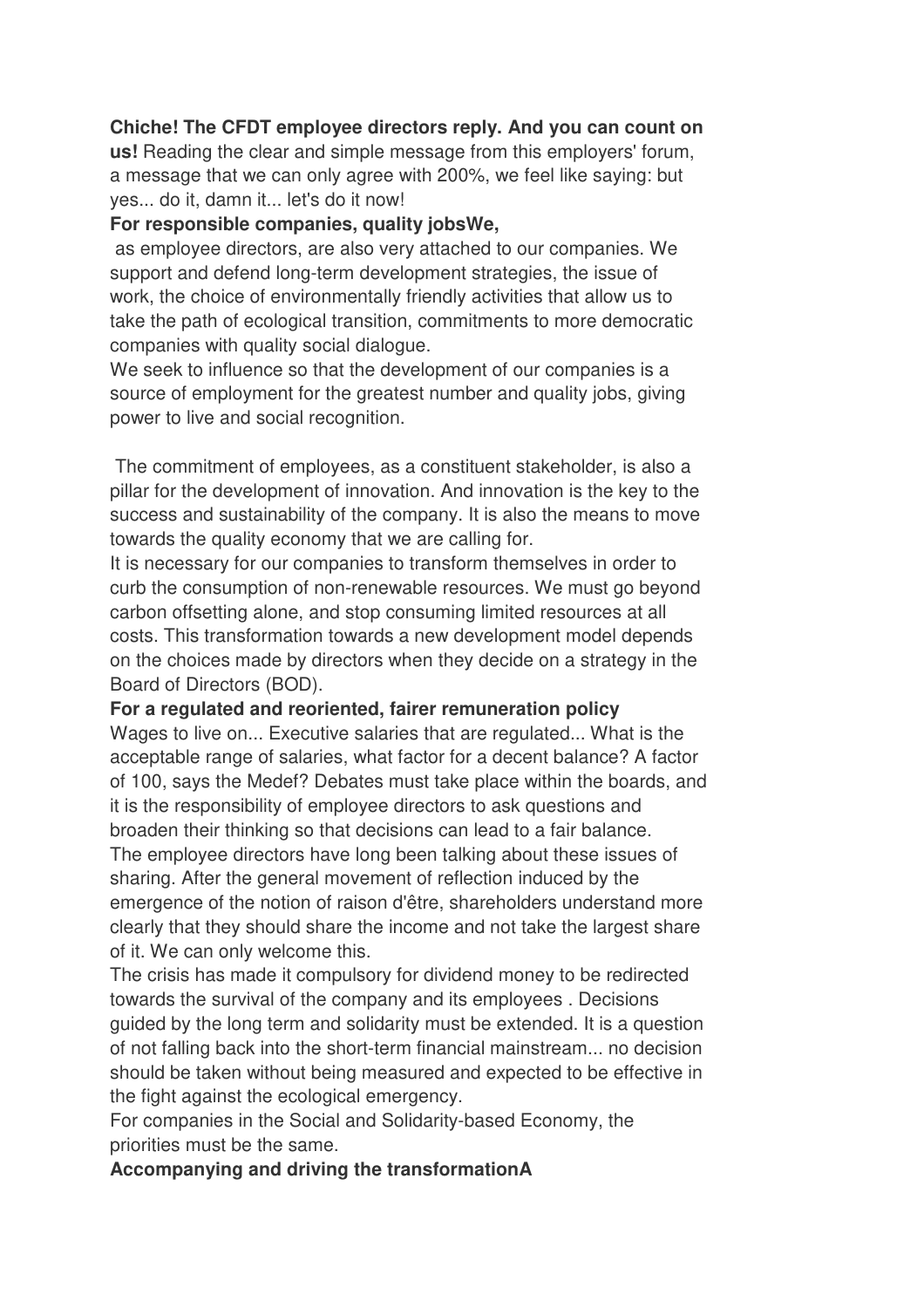**Chiche! The CFDT employee directors reply. And you can count on us!** Reading the clear and simple message from this employers' forum, a message that we can only agree with 200%, we feel like saying: but yes... do it, damn it... let's do it now!

**For responsible companies, quality jobsWe,**

as employee directors, are also very attached to our companies. We support and defend long-term development strategies, the issue of work, the choice of environmentally friendly activities that allow us to take the path of ecological transition, commitments to more democratic companies with quality social dialogue.

We seek to influence so that the development of our companies is a source of employment for the greatest number and quality jobs, giving power to live and social recognition.

The commitment of employees, as a constituent stakeholder, is also a pillar for the development of innovation. And innovation is the key to the success and sustainability of the company. It is also the means to move towards the quality economy that we are calling for.

It is necessary for our companies to transform themselves in order to curb the consumption of non-renewable resources. We must go beyond carbon offsetting alone, and stop consuming limited resources at all costs. This transformation towards a new development model depends on the choices made by directors when they decide on a strategy in the Board of Directors (BOD).

**For a regulated and reoriented, fairer remuneration policy**

Wages to live on... Executive salaries that are regulated... What is the acceptable range of salaries, what factor for a decent balance? A factor of 100, says the Medef? Debates must take place within the boards, and it is the responsibility of employee directors to ask questions and broaden their thinking so that decisions can lead to a fair balance.

The employee directors have long been talking about these issues of sharing. After the general movement of reflection induced by the emergence of the notion of raison d'être, shareholders understand more clearly that they should share the income and not take the largest share of it. We can only welcome this.

The crisis has made it compulsory for dividend money to be redirected towards the survival of the company and its employees . Decisions guided by the long term and solidarity must be extended. It is a question of not falling back into the short-term financial mainstream... no decision should be taken without being measured and expected to be effective in the fight against the ecological emergency.

For companies in the Social and Solidarity-based Economy, the priorities must be the same.

**Accompanying and driving the transformationA**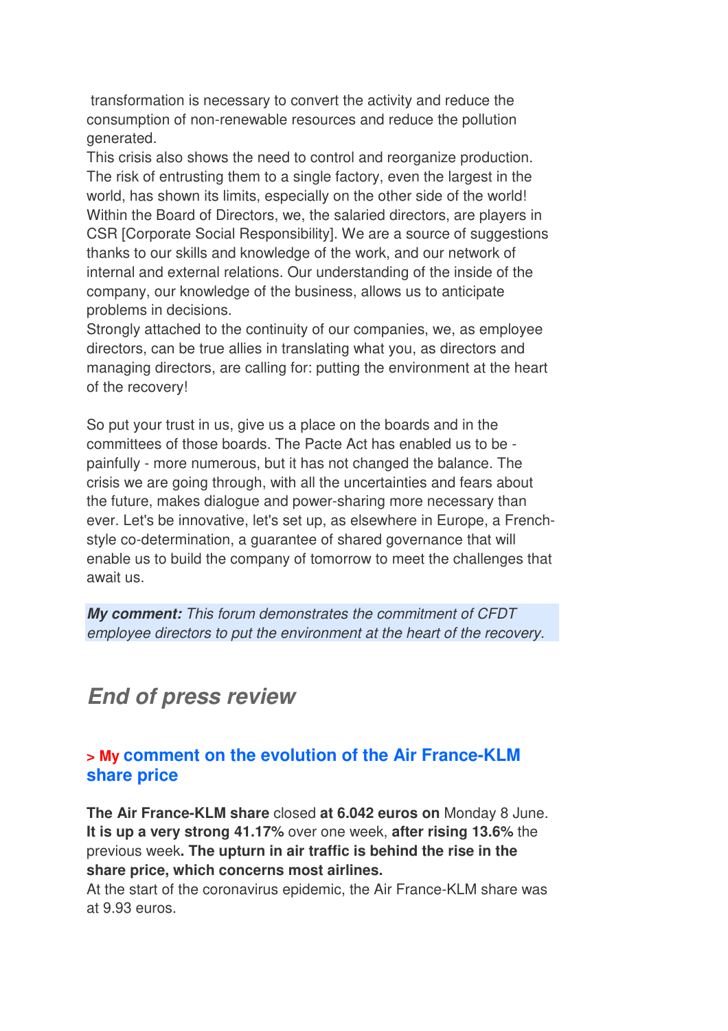transformation is necessary to convert the activity and reduce the consumption of non-renewable resources and reduce the pollution generated.
This crisis also shows the need to control and reorganize production. The risk of entrusting them to a single factory, even the largest in the world, has shown its limits, especially on the other side of the world!
Within the Board of Directors, we, the salaried directors, are players in CSR [Corporate Social Responsibility]. We are a source of suggestions thanks to our skills and knowledge of the work, and our network of internal and external relations. Our understanding of the inside of the company, our knowledge of the business, allows us to anticipate problems in decisions.
Strongly attached to the continuity of our companies, we, as employee directors, can be true allies in translating what you, as directors and managing directors, are calling for: putting the environment at the heart of the recovery!

So put your trust in us, give us a place on the boards and in the committees of those boards. The Pacte Act has enabled us to be - painfully - more numerous, but it has not changed the balance. The crisis we are going through, with all the uncertainties and fears about the future, makes dialogue and power-sharing more necessary than ever. Let's be innovative, let's set up, as elsewhere in Europe, a French-style co-determination, a guarantee of shared governance that will enable us to build the company of tomorrow to meet the challenges that await us.

***My comment:*** *This forum demonstrates the commitment of CFDT employee directors to put the environment at the heart of the recovery.*

## *End of press review*

### > My comment on the evolution of the Air France-KLM share price

**The Air France-KLM share** closed **at 6.042 euros on** Monday 8 June. **It is up a very strong 41.17%** over one week, **after rising 13.6%** the previous week**. The upturn in air traffic is behind the rise in the share price, which concerns most airlines.**
At the start of the coronavirus epidemic, the Air France-KLM share was at 9.93 euros.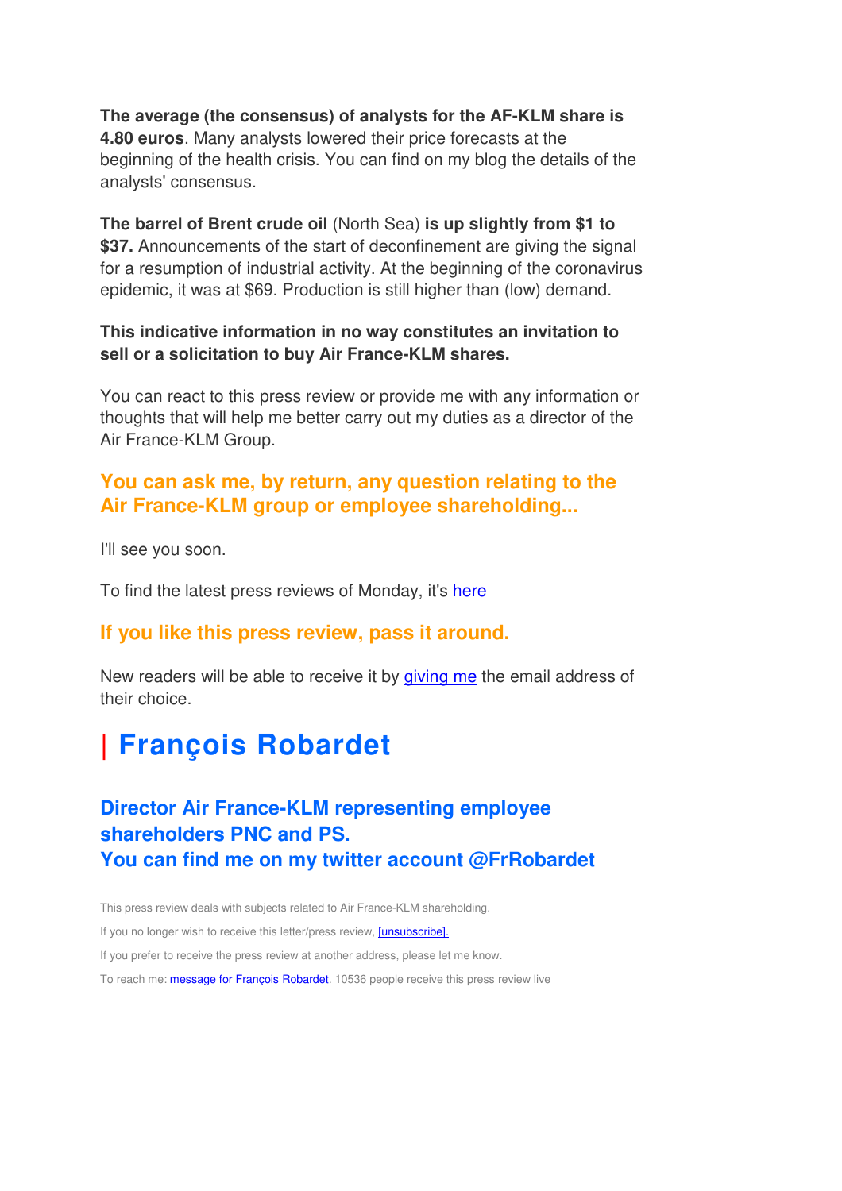**The average (the consensus) of analysts for the AF-KLM share is 4.80 euros**. Many analysts lowered their price forecasts at the beginning of the health crisis. You can find on my blog the details of the analysts' consensus.

**The barrel of Brent crude oil** (North Sea) **is up slightly from $1 to $37.** Announcements of the start of deconfinement are giving the signal for a resumption of industrial activity. At the beginning of the coronavirus epidemic, it was at $69. Production is still higher than (low) demand.

**This indicative information in no way constitutes an invitation to sell or a solicitation to buy Air France-KLM shares.**

You can react to this press review or provide me with any information or thoughts that will help me better carry out my duties as a director of the Air France-KLM Group.

### You can ask me, by return, any question relating to the Air France-KLM group or employee shareholding...

I'll see you soon.

To find the latest press reviews of Monday, it's [here]

### If you like this press review, pass it around.

New readers will be able to receive it by [giving me] the email address of their choice.

# | François Robardet

### Director Air France-KLM representing employee shareholders PNC and PS.
### You can find me on my twitter account @FrRobardet

This press review deals with subjects related to Air France-KLM shareholding.

If you no longer wish to receive this letter/press review, [unsubscribe].

If you prefer to receive the press review at another address, please let me know.

To reach me: [message for François Robardet]. 10536 people receive this press review live